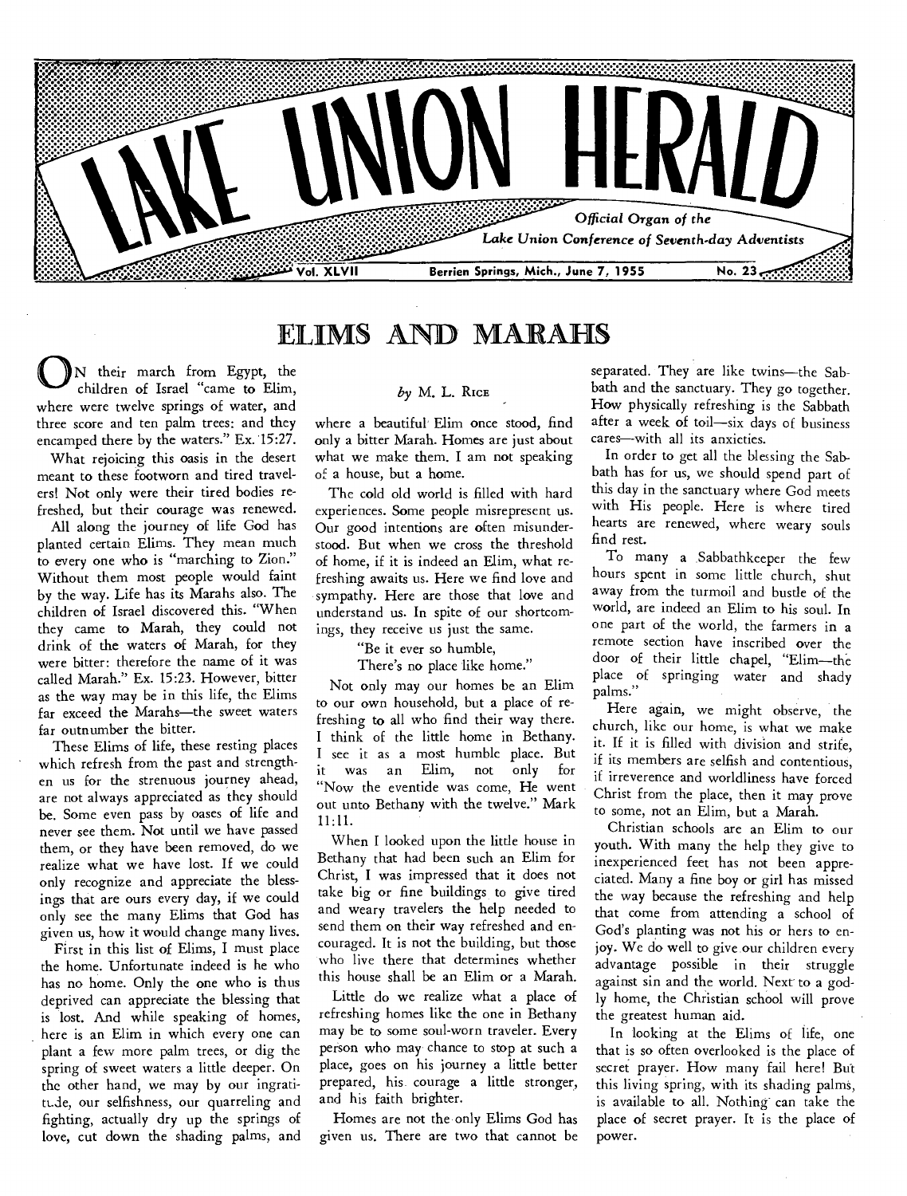# LAKE UNION HERALD

*Official Organ of the Lake Union Conference of Seventh-day Adventists*

Vol. XLVII — Berrien Springs, Mich., June 7, 1955 — No. 23

## ELIMS AND MARAHS

*by* M. L. RICE

On their march from Egypt, the children of Israel "came to Elim, where were twelve springs of water, and three score and ten palm trees: and they encamped there by the waters." Ex. 15:27.

What rejoicing this oasis in the desert meant to these footworn and tired travelers! Not only were their tired bodies refreshed, but their courage was renewed.

All along the journey of life God has planted certain Elims. They mean much to every one who is "marching to Zion." Without them most people would faint by the way. Life has its Marahs also. The children of Israel discovered this. "When they came to Marah, they could not drink of the waters of Marah, for they were bitter: therefore the name of it was called Marah." Ex. 15:23. However, bitter as the way may be in this life, the Elims far exceed the Marahs—the sweet waters far outnumber the bitter.

These Elims of life, these resting places which refresh from the past and strengthen us for the strenuous journey ahead, are not always appreciated as they should be. Some even pass by oases of life and never see them. Not until we have passed them, or they have been removed, do we realize what we have lost. If we could only recognize and appreciate the blessings that are ours every day, if we could only see the many Elims that God has given us, how it would change many lives.

First in this list of Elims, I must place the home. Unfortunate indeed is he who has no home. Only the one who is thus deprived can appreciate the blessing that is lost. And while speaking of homes, here is an Elim in which every one can plant a few more palm trees, or dig the spring of sweet waters a little deeper. On the other hand, we may by our ingratitude, our selfishness, our quarreling and fighting, actually dry up the springs of love, cut down the shading palms, and where a beautiful Elim once stood, find only a bitter Marah. Homes are just about what we make them. I am not speaking of a house, but a home.

The cold old world is filled with hard experiences. Some people misrepresent us. Our good intentions are often misunderstood. But when we cross the threshold of home, if it is indeed an Elim, what refreshing awaits us. Here we find love and sympathy. Here are those that love and understand us. In spite of our shortcomings, they receive us just the same.

"Be it ever so humble,
There's no place like home."

Not only may our homes be an Elim to our own household, but a place of refreshing to all who find their way there. I think of the little home in Bethany. I see it as a most humble place. But it was an Elim, not only for "Now the eventide was come, He went out unto Bethany with the twelve." Mark 11:11.

When I looked upon the little house in Bethany that had been such an Elim for Christ, I was impressed that it does not take big or fine buildings to give tired and weary travelers the help needed to send them on their way refreshed and encouraged. It is not the building, but those who live there that determines whether this house shall be an Elim or a Marah.

Little do we realize what a place of refreshing homes like the one in Bethany may be to some soul-worn traveler. Every person who may chance to stop at such a place, goes on his journey a little better prepared, his courage a little stronger, and his faith brighter.

Homes are not the only Elims God has given us. There are two that cannot be separated. They are like twins—the Sabbath and the sanctuary. They go together. How physically refreshing is the Sabbath after a week of toil—six days of business cares—with all its anxieties.

In order to get all the blessing the Sabbath has for us, we should spend part of this day in the sanctuary where God meets with His people. Here is where tired hearts are renewed, where weary souls find rest.

To many a Sabbathkeeper the few hours spent in some little church, shut away from the turmoil and bustle of the world, are indeed an Elim to his soul. In one part of the world, the farmers in a remote section have inscribed over the door of their little chapel, "Elim—the place of springing water and shady palms."

Here again, we might observe, the church, like our home, is what we make it. If it is filled with division and strife, if its members are selfish and contentious, if irreverence and worldliness have forced Christ from the place, then it may prove to some, not an Elim, but a Marah.

Christian schools are an Elim to our youth. With many the help they give to inexperienced feet has not been appreciated. Many a fine boy or girl has missed the way because the refreshing and help that come from attending a school of God's planting was not his or hers to enjoy. We do well to give our children every advantage possible in their struggle against sin and the world. Next to a godly home, the Christian school will prove the greatest human aid.

In looking at the Elims of life, one that is so often overlooked is the place of secret prayer. How many fail here! But this living spring, with its shading palms, is available to all. Nothing can take the place of secret prayer. It is the place of power.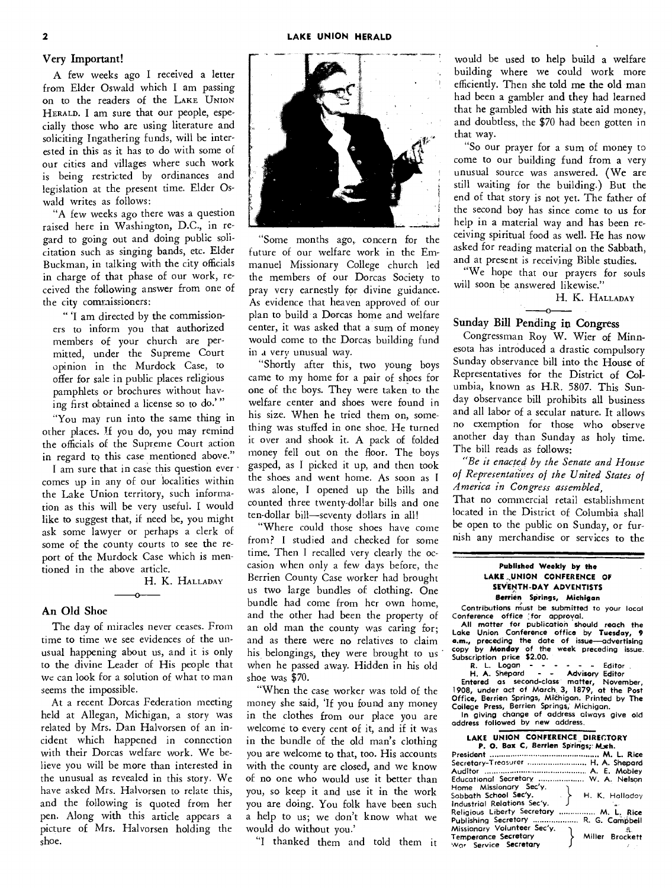## Very Important!

A few weeks ago I received a letter from Elder Oswald which I am passing on to the readers of the LAKE UNION HERALD. I am sure that our people, especially those who are using literature and soliciting Ingathering funds, will be interested in this as it has to do with some of our cities and villages where such work is being restricted by ordinances and legislation at the present time. Elder Oswald writes as follows:

"A few weeks ago there was a question raised here in Washington, D.C., in regard to going out and doing public solicitation such as singing bands, etc. Elder Buckman, in talking with the city officials in charge of that phase of our work, received the following answer from one of the city commissioners:

"'I am directed by the commissioners to inform you that authorized members of your church are permitted, under the Supreme Court opinion in the Murdock Case, to offer for sale in public places religious pamphlets or brochures without having first obtained a license so to do.'"

"You may run into the same thing in other places. If you do, you may remind the officials of the Supreme Court action in regard to this case mentioned above."

I am sure that in case this question ever comes up in any of our localities within the Lake Union territory, such information as this will be very useful. I would like to suggest that, if need be, you might ask some lawyer or perhaps a clerk of some of the county courts to see the report of the Murdock Case which is mentioned in the above article.

H. K. HALLADAY

## An Old Shoe

The day of miracles never ceases. From time to time we see evidences of the unusual happening about us, and it is only to the divine Leader of His people that we can look for a solution of what to man seems the impossible.

At a recent Dorcas Federation meeting held at Allegan, Michigan, a story was related by Mrs. Dan Halvorsen of an incident which happened in connection with their Dorcas welfare work. We believe you will be more than interested in the unusual as revealed in this story. We have asked Mrs. Halvorsen to relate this, and the following is quoted from her pen. Along with this article appears a picture of Mrs. Halvorsen holding the shoe.

"Some months ago, concern for the future of our welfare work in the Emmanuel Missionary College church led the members of our Dorcas Society to pray very earnestly for divine guidance. As evidence that heaven approved of our plan to build a Dorcas home and welfare center, it was asked that a sum of money would come to the Dorcas building fund in a very unusual way.

"Shortly after this, two young boys came to my home for a pair of shoes for one of the boys. They were taken to the welfare center and shoes were found in his size. When he tried them on, something was stuffed in one shoe. He turned it over and shook it. A pack of folded money fell out on the floor. The boys gasped, as I picked it up, and then took the shoes and went home. As soon as I was alone, I opened up the bills and counted three twenty-dollar bills and one ten-dollar bill—seventy dollars in all!

"Where could those shoes have come from? I studied and checked for some time. Then I recalled very clearly the occasion when only a few days before, the Berrien County Case worker had brought us two large bundles of clothing. One bundle had come from her own home, and the other had been the property of an old man the county was caring for; and as there were no relatives to claim his belongings, they were brought to us when he passed away. Hidden in his old shoe was $70.

"When the case worker was told of the money she said, 'If you found any money in the clothes from our place you are welcome to every cent of it, and if it was in the bundle of the old man's clothing you are welcome to that, too. His accounts with the county are closed, and we know of no one who would use it better than you, so keep it and use it in the work you are doing. You folk have been such a help to us; we don't know what we would do without you.'

"I thanked them and told them it would be used to help build a welfare building where we could work more efficiently. Then she told me the old man had been a gambler and they had learned that he gambled with his state aid money, and doubtless, the $70 had been gotten in that way.

"So our prayer for a sum of money to come to our building fund from a very unusual source was answered. (We are still waiting for the building.) But the end of that story is not yet. The father of the second boy has since come to us for help in a material way and has been receiving spiritual food as well. He has now asked for reading material on the Sabbath, and at present is receiving Bible studies.

"We hope that our prayers for souls will soon be answered likewise."

H. K. HALLADAY

## Sunday Bill Pending in Congress

Congressman Roy W. Wier of Minnesota has introduced a drastic compulsory Sunday observance bill into the House of Representatives for the District of Columbia, known as H.R. 5807. This Sunday observance bill prohibits all business and all labor of a secular nature. It allows no exemption for those who observe another day than Sunday as holy time. The bill reads as follows:

*"Be it enacted by the Senate and House of Representatives of the United States of America in Congress assembled,*

That no commercial retail establishment located in the District of Columbia shall be open to the public on Sunday, or furnish any merchandise or services to the

---

**Published Weekly by the LAKE UNION CONFERENCE OF SEVENTH-DAY ADVENTISTS**
**Berrien Springs, Michigan**

Contributions must be submitted to your local Conference office for approval.

All matter for publication should reach the Lake Union Conference office by **Tuesday, 9 a.m.,** preceding the date of issue—advertising copy by **Monday** of the week preceding issue. Subscription price $2.00.

R. L. Logan - - - - - - Editor
H. A. Shepard - - Advisory Editor

Entered as second-class matter, November, 1908, under act of March 3, 1879, at the Post Office, Berrien Springs, Michigan. Printed by The College Press, Berrien Springs, Michigan.

In giving change of address always give old address followed by new address.

**LAKE UNION CONFERENCE DIRECTORY**
**P. O. Box C, Berrien Springs, Mich.**

| | |
|---|---|
| President | M. L. Rice |
| Secretary-Treasurer | H. A. Shepard |
| Auditor | A. E. Mobley |
| Educational Secretary | W. A. Nelson |
| Home Missionary Sec'y. / Sabbath School Sec'y. / Industrial Relations Sec'y. | H. K. Halladay |
| Religious Liberty Secretary | M. L. Rice |
| Publishing Secretary | R. G. Campbell |
| Missionary Volunteer Sec'y. / Temperance Secretary / War Service Secretary | Miller Brockett |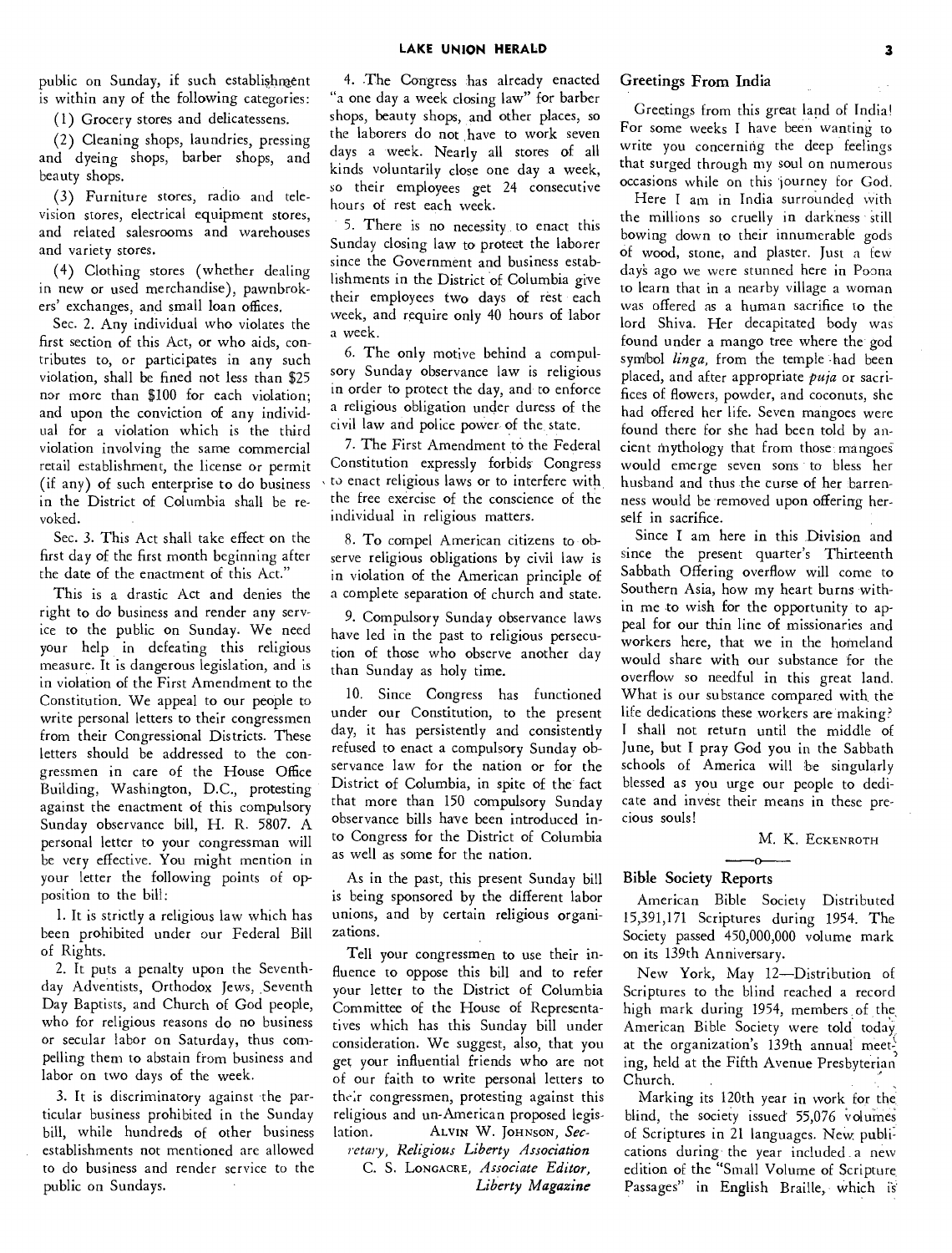public on Sunday, if such establishment is within any of the following categories:

(1) Grocery stores and delicatessens.

(2) Cleaning shops, laundries, pressing and dyeing shops, barber shops, and beauty shops.

(3) Furniture stores, radio and television stores, electrical equipment stores, and related salesrooms and warehouses and variety stores.

(4) Clothing stores (whether dealing in new or used merchandise), pawnbrokers' exchanges, and small loan offices.

Sec. 2. Any individual who violates the first section of this Act, or who aids, contributes to, or participates in any such violation, shall be fined not less than $25 nor more than $100 for each violation; and upon the conviction of any individual for a violation which is the third violation involving the same commercial retail establishment, the license or permit (if any) of such enterprise to do business in the District of Columbia shall be revoked.

Sec. 3. This Act shall take effect on the first day of the first month beginning after the date of the enactment of this Act."

This is a drastic Act and denies the right to do business and render any service to the public on Sunday. We need your help in defeating this religious measure. It is dangerous legislation, and is in violation of the First Amendment to the Constitution. We appeal to our people to write personal letters to their congressmen from their Congressional Districts. These letters should be addressed to the congressmen in care of the House Office Building, Washington, D.C., protesting against the enactment of this compulsory Sunday observance bill, H. R. 5807. A personal letter to your congressman will be very effective. You might mention in your letter the following points of opposition to the bill:

1. It is strictly a religious law which has been prohibited under our Federal Bill of Rights.

2. It puts a penalty upon the Seventh-day Adventists, Orthodox Jews, Seventh Day Baptists, and Church of God people, who for religious reasons do no business or secular labor on Saturday, thus compelling them to abstain from business and labor on two days of the week.

3. It is discriminatory against the particular business prohibited in the Sunday bill, while hundreds of other business establishments not mentioned are allowed to do business and render service to the public on Sundays.

4. The Congress has already enacted "a one day a week closing law" for barber shops, beauty shops, and other places, so the laborers do not have to work seven days a week. Nearly all stores of all kinds voluntarily close one day a week, so their employees get 24 consecutive hours of rest each week.

5. There is no necessity to enact this Sunday closing law to protect the laborer since the Government and business establishments in the District of Columbia give their employees two days of rest each week, and require only 40 hours of labor a week.

6. The only motive behind a compulsory Sunday observance law is religious in order to protect the day, and to enforce a religious obligation under duress of the civil law and police power of the state.

7. The First Amendment to the Federal Constitution expressly forbids Congress to enact religious laws or to interfere with the free exercise of the conscience of the individual in religious matters.

8. To compel American citizens to observe religious obligations by civil law is in violation of the American principle of a complete separation of church and state.

9. Compulsory Sunday observance laws have led in the past to religious persecution of those who observe another day than Sunday as holy time.

10. Since Congress has functioned under our Constitution, to the present day, it has persistently and consistently refused to enact a compulsory Sunday observance law for the nation or for the District of Columbia, in spite of the fact that more than 150 compulsory Sunday observance bills have been introduced into Congress for the District of Columbia as well as some for the nation.

As in the past, this present Sunday bill is being sponsored by the different labor unions, and by certain religious organizations.

Tell your congressmen to use their influence to oppose this bill and to refer your letter to the District of Columbia Committee of the House of Representatives which has this Sunday bill under consideration. We suggest, also, that you get your influential friends who are not of our faith to write personal letters to their congressmen, protesting against this religious and un-American proposed legislation.

ALVIN W. JOHNSON, *Secretary, Religious Liberty Association*
C. S. LONGACRE, *Associate Editor, Liberty Magazine*

## Greetings From India

Greetings from this great land of India! For some weeks I have been wanting to write you concerning the deep feelings that surged through my soul on numerous occasions while on this journey for God.

Here I am in India surrounded with the millions so cruelly in darkness still bowing down to their innumerable gods of wood, stone, and plaster. Just a few days ago we were stunned here in Poona to learn that in a nearby village a woman was offered as a human sacrifice to the lord Shiva. Her decapitated body was found under a mango tree where the god symbol *linga*, from the temple had been placed, and after appropriate *puja* or sacrifices of flowers, powder, and coconuts, she had offered her life. Seven mangoes were found there for she had been told by ancient mythology that from those mangoes would emerge seven sons to bless her husband and thus the curse of her barrenness would be removed upon offering herself in sacrifice.

Since I am here in this Division and since the present quarter's Thirteenth Sabbath Offering overflow will come to Southern Asia, how my heart burns within me to wish for the opportunity to appeal for our thin line of missionaries and workers here, that we in the homeland would share with our substance for the overflow so needful in this great land. What is our substance compared with the life dedications these workers are making? I shall not return until the middle of June, but I pray God you in the Sabbath schools of America will be singularly blessed as you urge our people to dedicate and invest their means in these precious souls!

M. K. ECKENROTH

## Bible Society Reports

American Bible Society Distributed 15,391,171 Scriptures during 1954. The Society passed 450,000,000 volume mark on its 139th Anniversary.

New York, May 12—Distribution of Scriptures to the blind reached a record high mark during 1954, members of the American Bible Society were told today at the organization's 139th annual meeting, held at the Fifth Avenue Presbyterian Church.

Marking its 120th year in work for the blind, the society issued 55,076 volumes of Scriptures in 21 languages. New publications during the year included a new edition of the "Small Volume of Scripture Passages" in English Braille, which is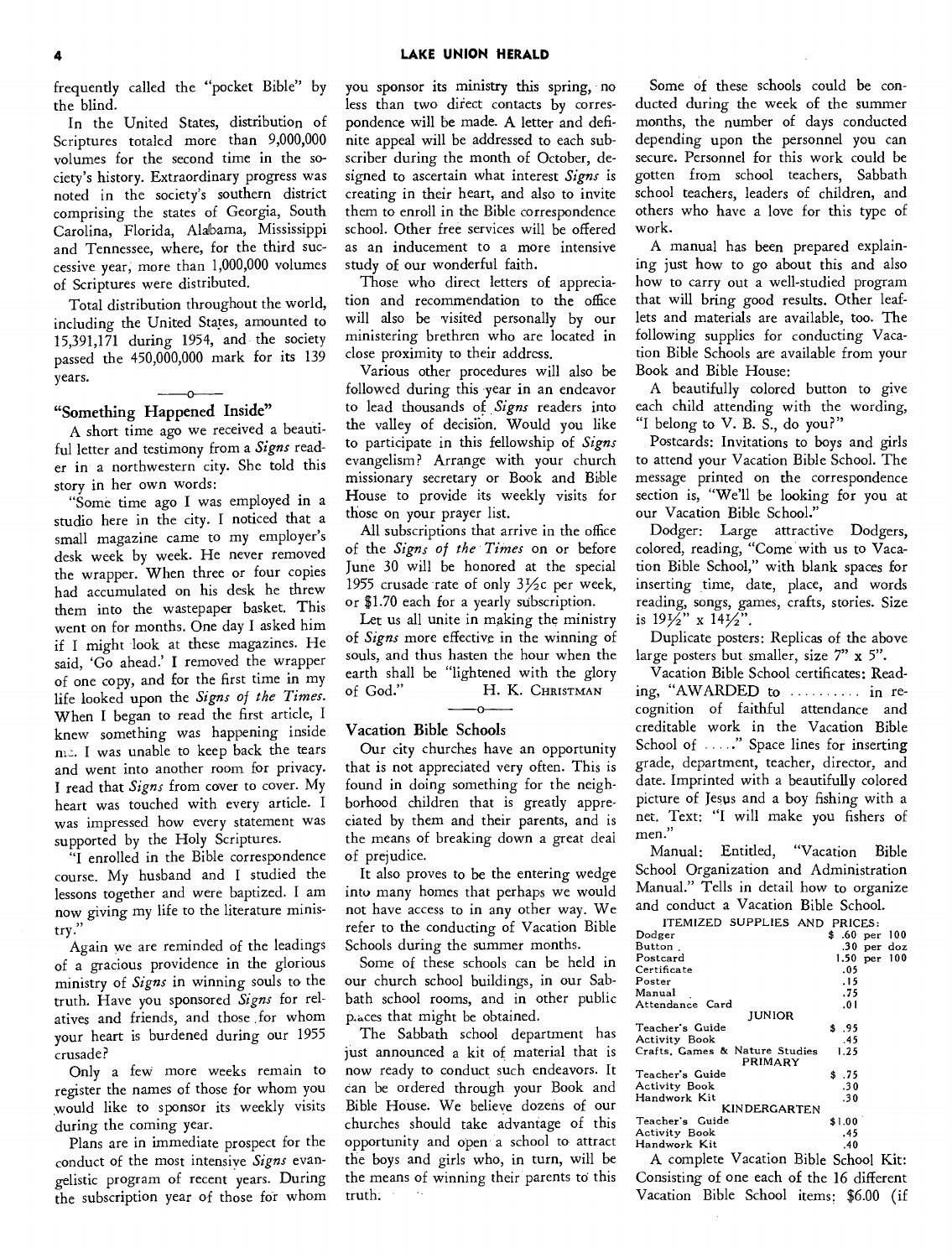frequently called the "pocket Bible" by the blind.

In the United States, distribution of Scriptures totaled more than 9,000,000 volumes for the second time in the society's history. Extraordinary progress was noted in the society's southern district comprising the states of Georgia, South Carolina, Florida, Alabama, Mississippi and Tennessee, where, for the third successive year, more than 1,000,000 volumes of Scriptures were distributed.

Total distribution throughout the world, including the United States, amounted to 15,391,171 during 1954, and the society passed the 450,000,000 mark for its 139 years.

---

## "Something Happened Inside"

A short time ago we received a beautiful letter and testimony from a *Signs* reader in a northwestern city. She told this story in her own words:

"Some time ago I was employed in a studio here in the city. I noticed that a small magazine came to my employer's desk week by week. He never removed the wrapper. When three or four copies had accumulated on his desk he threw them into the wastepaper basket. This went on for months. One day I asked him if I might look at these magazines. He said, 'Go ahead.' I removed the wrapper of one copy, and for the first time in my life looked upon the *Signs of the Times*. When I began to read the first article, I knew something was happening inside me. I was unable to keep back the tears and went into another room for privacy. I read that *Signs* from cover to cover. My heart was touched with every article. I was impressed how every statement was supported by the Holy Scriptures.

"I enrolled in the Bible correspondence course. My husband and I studied the lessons together and were baptized. I am now giving my life to the literature ministry."

Again we are reminded of the leadings of a gracious providence in the glorious ministry of *Signs* in winning souls to the truth. Have you sponsored *Signs* for relatives and friends, and those for whom your heart is burdened during our 1955 crusade?

Only a few more weeks remain to register the names of those for whom you would like to sponsor its weekly visits during the coming year.

Plans are in immediate prospect for the conduct of the most intensive *Signs* evangelistic program of recent years. During the subscription year of those for whom you sponsor its ministry this spring, no less than two direct contacts by correspondence will be made. A letter and definite appeal will be addressed to each subscriber during the month of October, designed to ascertain what interest *Signs* is creating in their heart, and also to invite them to enroll in the Bible correspondence school. Other free services will be offered as an inducement to a more intensive study of our wonderful faith.

Those who direct letters of appreciation and recommendation to the office will also be visited personally by our ministering brethren who are located in close proximity to their address.

Various other procedures will also be followed during this year in an endeavor to lead thousands of *Signs* readers into the valley of decision. Would you like to participate in this fellowship of *Signs* evangelism? Arrange with your church missionary secretary or Book and Bible House to provide its weekly visits for those on your prayer list.

All subscriptions that arrive in the office of the *Signs of the Times* on or before June 30 will be honored at the special 1955 crusade rate of only 3½c per week, or $1.70 each for a yearly subscription.

Let us all unite in making the ministry of *Signs* more effective in the winning of souls, and thus hasten the hour when the earth shall be "lightened with the glory of God."

H. K. CHRISTMAN

---

## Vacation Bible Schools

Our city churches have an opportunity that is not appreciated very often. This is found in doing something for the neighborhood children that is greatly appreciated by them and their parents, and is the means of breaking down a great deal of prejudice.

It also proves to be the entering wedge into many homes that perhaps we would not have access to in any other way. We refer to the conducting of Vacation Bible Schools during the summer months.

Some of these schools can be held in our church school buildings, in our Sabbath school rooms, and in other public places that might be obtained.

The Sabbath school department has just announced a kit of material that is now ready to conduct such endeavors. It can be ordered through your Book and Bible House. We believe dozens of our churches should take advantage of this opportunity and open a school to attract the boys and girls who, in turn, will be the means of winning their parents to this truth.

Some of these schools could be conducted during the week of the summer months, the number of days conducted depending upon the personnel you can secure. Personnel for this work could be gotten from school teachers, Sabbath school teachers, leaders of children, and others who have a love for this type of work.

A manual has been prepared explaining just how to go about this and also how to carry out a well-studied program that will bring good results. Other leaflets and materials are available, too. The following supplies for conducting Vacation Bible Schools are available from your Book and Bible House:

A beautifully colored button to give each child attending with the wording, "I belong to V. B. S., do you?"

Postcards: Invitations to boys and girls to attend your Vacation Bible School. The message printed on the correspondence section is, "We'll be looking for you at our Vacation Bible School."

Dodger: Large attractive Dodgers, colored, reading, "Come with us to Vacation Bible School," with blank spaces for inserting time, date, place, and words reading, songs, games, crafts, stories. Size is 19½" x 14½".

Duplicate posters: Replicas of the above large posters but smaller, size 7" x 5".

Vacation Bible School certificates: Reading, "AWARDED to .......... in recognition of faithful attendance and creditable work in the Vacation Bible School of ....." Space lines for inserting grade, department, teacher, director, and date. Imprinted with a beautifully colored picture of Jesus and a boy fishing with a net. Text: "I will make you fishers of men."

Manual: Entitled, "Vacation Bible School Organization and Administration Manual." Tells in detail how to organize and conduct a Vacation Bible School.

| ITEMIZED SUPPLIES AND PRICES: | |
|---|---|
| Dodger | $ .60 per 100 |
| Button | .30 per doz |
| Postcard | 1.50 per 100 |
| Certificate | .05 |
| Poster | .15 |
| Manual | .75 |
| Attendance Card | .01 |
| **JUNIOR** | |
| Teacher's Guide | $ .95 |
| Activity Book | .45 |
| Crafts, Games & Nature Studies | 1.25 |
| **PRIMARY** | |
| Teacher's Guide | $ .75 |
| Activity Book | .30 |
| Handwork Kit | .30 |
| **KINDERGARTEN** | |
| Teacher's Guide | $1.00 |
| Activity Book | .45 |
| Handwork Kit | .40 |

A complete Vacation Bible School Kit: Consisting of one each of the 16 different Vacation Bible School items: $6.00 (if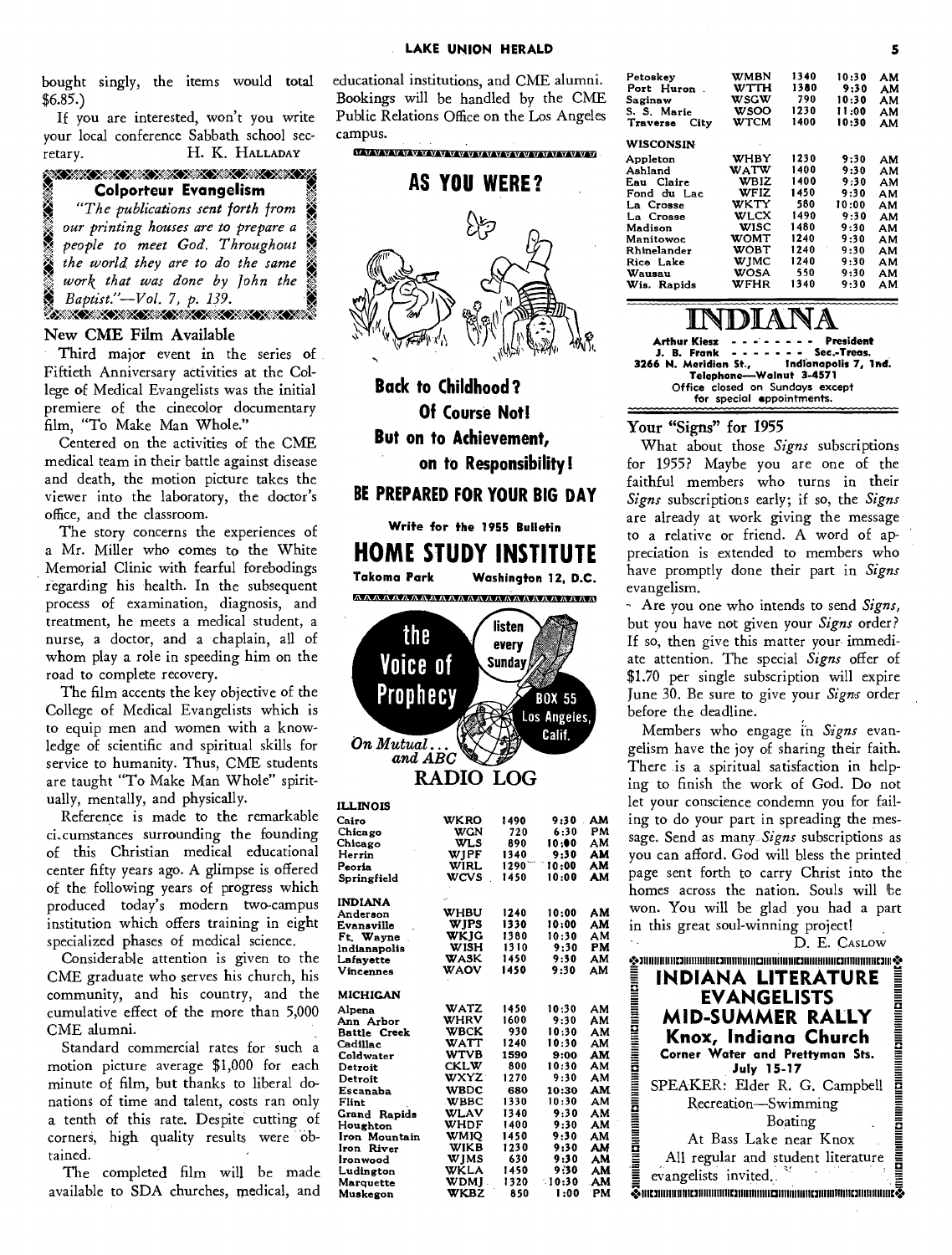bought singly, the items would total $6.85.)

If you are interested, won't you write your local conference Sabbath school secretary.

H. K. HALLADAY

**Colporteur Evangelism**

*"The publications sent forth from our printing houses are to prepare a people to meet God. Throughout the world they are to do the same work that was done by John the Baptist."—Vol. 7, p. 139.*

## New CME Film Available

Third major event in the series of Fiftieth Anniversary activities at the College of Medical Evangelists was the initial premiere of the cinecolor documentary film, "To Make Man Whole."

Centered on the activities of the CME medical team in their battle against disease and death, the motion picture takes the viewer into the laboratory, the doctor's office, and the classroom.

The story concerns the experiences of a Mr. Miller who comes to the White Memorial Clinic with fearful forebodings regarding his health. In the subsequent process of examination, diagnosis, and treatment, he meets a medical student, a nurse, a doctor, and a chaplain, all of whom play a role in speeding him on the road to complete recovery.

The film accents the key objective of the College of Medical Evangelists which is to equip men and women with a knowledge of scientific and spiritual skills for service to humanity. Thus, CME students are taught "To Make Man Whole" spiritually, mentally, and physically.

Reference is made to the remarkable circumstances surrounding the founding of this Christian medical educational center fifty years ago. A glimpse is offered of the following years of progress which produced today's modern two-campus institution which offers training in eight specialized phases of medical science.

Considerable attention is given to the CME graduate who serves his church, his community, and his country, and the cumulative effect of the more than 5,000 CME alumni.

Standard commercial rates for such a motion picture average $1,000 for each minute of film, but thanks to liberal donations of time and talent, costs ran only a tenth of this rate. Despite cutting of corners, high quality results were obtained.

The completed film will be made available to SDA churches, medical, and educational institutions, and CME alumni. Bookings will be handled by the CME Public Relations Office on the Los Angeles campus.

## AS YOU WERE?

**Back to Childhood?**

**Of Course Not!**

**But on to Achievement,**

**on to Responsibility!**

**BE PREPARED FOR YOUR BIG DAY**

**Write for the 1955 Bulletin**

## HOME STUDY INSTITUTE

**Takoma Park Washington 12, D.C.**

**the Voice of Prophecy** — listen every Sunday — BOX 55 Los Angeles, Calif.

*On Mutual... and ABC*

## RADIO LOG

| | | | |
|---|---|---|---|
| **ILLINOIS** | | | |
| Cairo | WKRO | 1490 | 9:30 AM |
| Chicago | WGN | 720 | 6:30 PM |
| Chicago | WLS | 890 | 10:00 AM |
| Herrin | WJPF | 1340 | 9:30 AM |
| Peoria | WIRL | 1290 | 10:00 AM |
| Springfield | WCVS | 1450 | 10:00 AM |
| **INDIANA** | | | |
| Anderson | WHBU | 1240 | 10:00 AM |
| Evansville | WJPS | 1330 | 10:00 AM |
| Ft. Wayne | WKJG | 1380 | 10:30 AM |
| Indianapolis | WISH | 1310 | 9:30 PM |
| Lafayette | WASK | 1450 | 9:30 AM |
| Vincennes | WAOV | 1450 | 9:30 AM |
| **MICHIGAN** | | | |
| Alpena | WATZ | 1450 | 10:30 AM |
| Ann Arbor | WHRV | 1600 | 9:30 AM |
| Battle Creek | WBCK | 930 | 10:30 AM |
| Cadillac | WATT | 1240 | 10:30 AM |
| Coldwater | WTVB | 1590 | 9:00 AM |
| Detroit | CKLW | 800 | 10:30 AM |
| Detroit | WXYZ | 1270 | 9:30 AM |
| Escanaba | WBDC | 680 | 10:30 AM |
| Flint | WBBC | 1330 | 10:30 AM |
| Grand Rapids | WLAV | 1340 | 9:30 AM |
| Houghton | WHDF | 1400 | 9:30 AM |
| Iron Mountain | WMIQ | 1450 | 9:30 AM |
| Iron River | WIKB | 1230 | 9:30 AM |
| Ironwood | WJMS | 630 | 9:30 AM |
| Ludington | WKLA | 1450 | 9:30 AM |
| Marquette | WDMJ | 1320 | 10:30 AM |
| Muskegon | WKBZ | 850 | 1:00 PM |
| Petoskey | WMBN | 1340 | 10:30 AM |
| Port Huron | WTTH | 1380 | 9:30 AM |
| Saginaw | WSGW | 790 | 10:30 AM |
| S. S. Marie | WSOO | 1230 | 11:00 AM |
| Traverse City | WTCM | 1400 | 10:30 AM |
| **WISCONSIN** | | | |
| Appleton | WHBY | 1230 | 9:30 AM |
| Ashland | WATW | 1400 | 9:30 AM |
| Eau Claire | WBIZ | 1400 | 9:30 AM |
| Fond du Lac | WFIZ | 1450 | 9:30 AM |
| La Crosse | WKTY | 580 | 10:00 AM |
| La Crosse | WLCX | 1490 | 9:30 AM |
| Madison | WISC | 1480 | 9:30 AM |
| Manitowoc | WOMT | 1240 | 9:30 AM |
| Rhinelander | WOBT | 1240 | 9:30 AM |
| Rice Lake | WJMC | 1240 | 9:30 AM |
| Wausau | WOSA | 550 | 9:30 AM |
| Wis. Rapids | WFHR | 1340 | 9:30 AM |

# INDIANA

**Arthur Kiesz** - - - - - - - **President**
**J. B. Frank** - - - - - - - **Sec.-Treas.**
**3266 N. Meridian St., Indianapolis 7, Ind.**
Telephone—Walnut 3-4571
Office closed on Sundays except for special appointments.

## Your "Signs" for 1955

What about those *Signs* subscriptions for 1955? Maybe you are one of the faithful members who turns in their *Signs* subscriptions early; if so, the *Signs* are already at work giving the message to a relative or friend. A word of appreciation is extended to members who have promptly done their part in *Signs* evangelism.

Are you one who intends to send *Signs*, but you have not given your *Signs* order? If so, then give this matter your immediate attention. The special *Signs* offer of $1.70 per single subscription will expire June 30. Be sure to give your *Signs* order before the deadline.

Members who engage in *Signs* evangelism have the joy of sharing their faith. There is a spiritual satisfaction in helping to finish the work of God. Do not let your conscience condemn you for failing to do your part in spreading the message. Send as many *Signs* subscriptions as you can afford. God will bless the printed page sent forth to carry Christ into the homes across the nation. Souls will be won. You will be glad you had a part in this great soul-winning project!

D. E. CASLOW

## INDIANA LITERATURE EVANGELISTS MID-SUMMER RALLY

### Knox, Indiana Church

**Corner Water and Prettyman Sts.**

**July 15-17**

SPEAKER: Elder R. G. Campbell

Recreation—Swimming

Boating

At Bass Lake near Knox

All regular and student literature evangelists invited.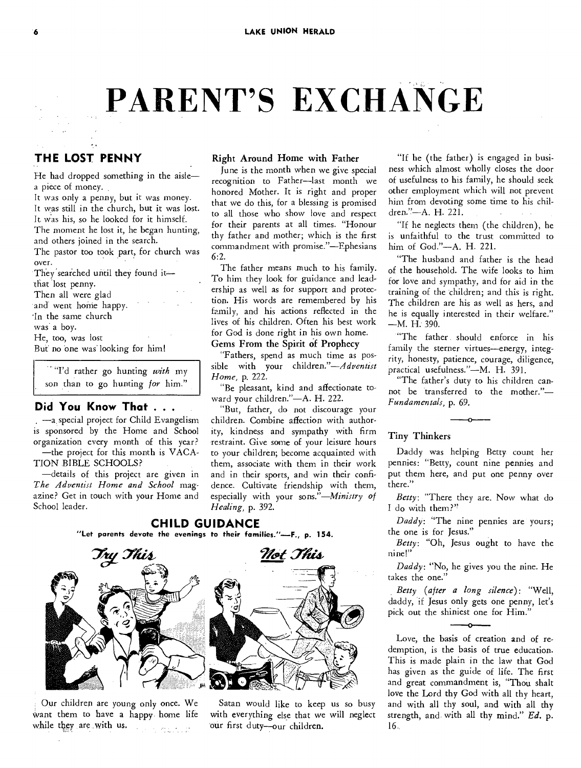# PARENT'S EXCHANGE

## THE LOST PENNY

He had dropped something in the aisle—
a piece of money.
It was only a penny, but it was money.
It was still in the church, but it was lost.
It was his, so he looked for it himself.
The moment he lost it, he began hunting,
and others joined in the search.
The pastor too took part, for church was
over.
They searched until they found it—
that lost penny.
Then all were glad
and went home happy.
In the same church
was a boy.
He, too, was lost
But no one was looking for him!

> "I'd rather go hunting *with* my son than to go hunting *for* him."

## Did You Know That . . .

—a special project for Child Evangelism is sponsored by the Home and School organization every month of this year?

—the project for this month is VACATION BIBLE SCHOOLS?

—details of this project are given in *The Adventist Home and School* magazine? Get in touch with your Home and School leader.

### Right Around Home with Father

June is the month when we give special recognition to Father—last month we honored Mother. It is right and proper that we do this, for a blessing is promised to all those who show love and respect for their parents at all times. "Honour thy father and mother; which is the first commandment with promise."—Ephesians 6:2.

The father means much to his family. To him they look for guidance and leadership as well as for support and protection. His words are remembered by his family, and his actions reflected in the lives of his children. Often his best work for God is done right in his own home.

### Gems From the Spirit of Prophecy

"Fathers, spend as much time as possible with your children."—*Adventist Home,* p. 222.

"Be pleasant, kind and affectionate toward your children."—A. H. 222.

"But, father, do not discourage your children. Combine affection with authority, kindness and sympathy with firm restraint. Give some of your leisure hours to your children; become acquainted with them, associate with them in their work and in their sports, and win their confidence. Cultivate friendship with them, especially with your sons."—*Ministry of Healing,* p. 392.

"If he (the father) is engaged in business which almost wholly closes the door of usefulness to his family, he should seek other employment which will not prevent him from devoting some time to his children."—A. H. 221.

"If he neglects them (the children), he is unfaithful to the trust committed to him of God."—A. H. 221.

"The husband and father is the head of the household. The wife looks to him for love and sympathy, and for aid in the training of the children; and this is right. The children are his as well as hers, and he is equally interested in their welfare."—M. H. 390.

"The father should enforce in his family the sterner virtues—energy, integrity, honesty, patience, courage, diligence, practical usefulness."—M. H. 391.

"The father's duty to his children cannot be transferred to the mother."—*Fundamentals,* p. 69.

## CHILD GUIDANCE

**"Let parents devote the evenings to their families."—F., p. 154.**

*Try This* | *Not This*

Our children are young only once. We want them to have a happy home life while they are with us.

Satan would like to keep us so busy with everything else that we will neglect our first duty—our children.

### Tiny Thinkers

Daddy was helping Betty count her pennies: "Betty, count nine pennies and put them here, and put one penny over there."

*Betty:* "There they are. Now what do I do with them?"

*Daddy:* "The nine pennies are yours; the one is for Jesus."

*Betty:* "Oh, Jesus ought to have the nine!"

*Daddy:* "No, he gives you the nine. He takes the one."

*Betty (after a long silence):* "Well, daddy, if Jesus only gets one penny, let's pick out the shiniest one for Him."

---

Love, the basis of creation and of redemption, is the basis of true education. This is made plain in the law that God has given as the guide of life. The first and great commandment is, "Thou shalt love the Lord thy God with all thy heart, and with all thy soul, and with all thy strength, and with all thy mind." *Ed.* p. 16.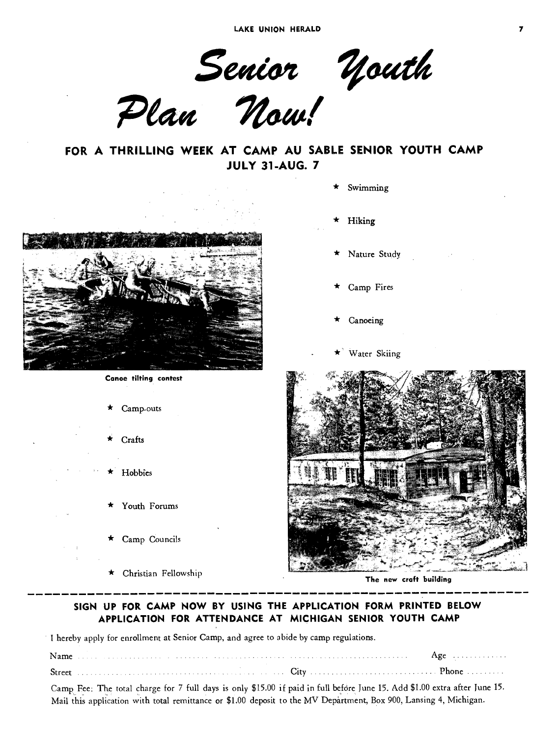# Senior Youth Plan Now!

## FOR A THRILLING WEEK AT CAMP AU SABLE SENIOR YOUTH CAMP JULY 31-AUG. 7

- ★ Swimming
- ★ Hiking
- ★ Nature Study
- ★ Camp Fires
- ★ Canoeing
- ★ Water Skiing

Canoe tilting contest

- ★ Camp-outs
- ★ Crafts
- ★ Hobbies
- ★ Youth Forums
- ★ Camp Councils
- ★ Christian Fellowship

The new craft building

---

### SIGN UP FOR CAMP NOW BY USING THE APPLICATION FORM PRINTED BELOW
### APPLICATION FOR ATTENDANCE AT MICHIGAN SENIOR YOUTH CAMP

I hereby apply for enrollment at Senior Camp, and agree to abide by camp regulations.

Name .......................................................................... Age ..............

Street .......................................................... City .............................. Phone ..........

Camp Fee: The total charge for 7 full days is only $15.00 if paid in full before June 15. Add $1.00 extra after June 15. Mail this application with total remittance or $1.00 deposit to the MV Department, Box 900, Lansing 4, Michigan.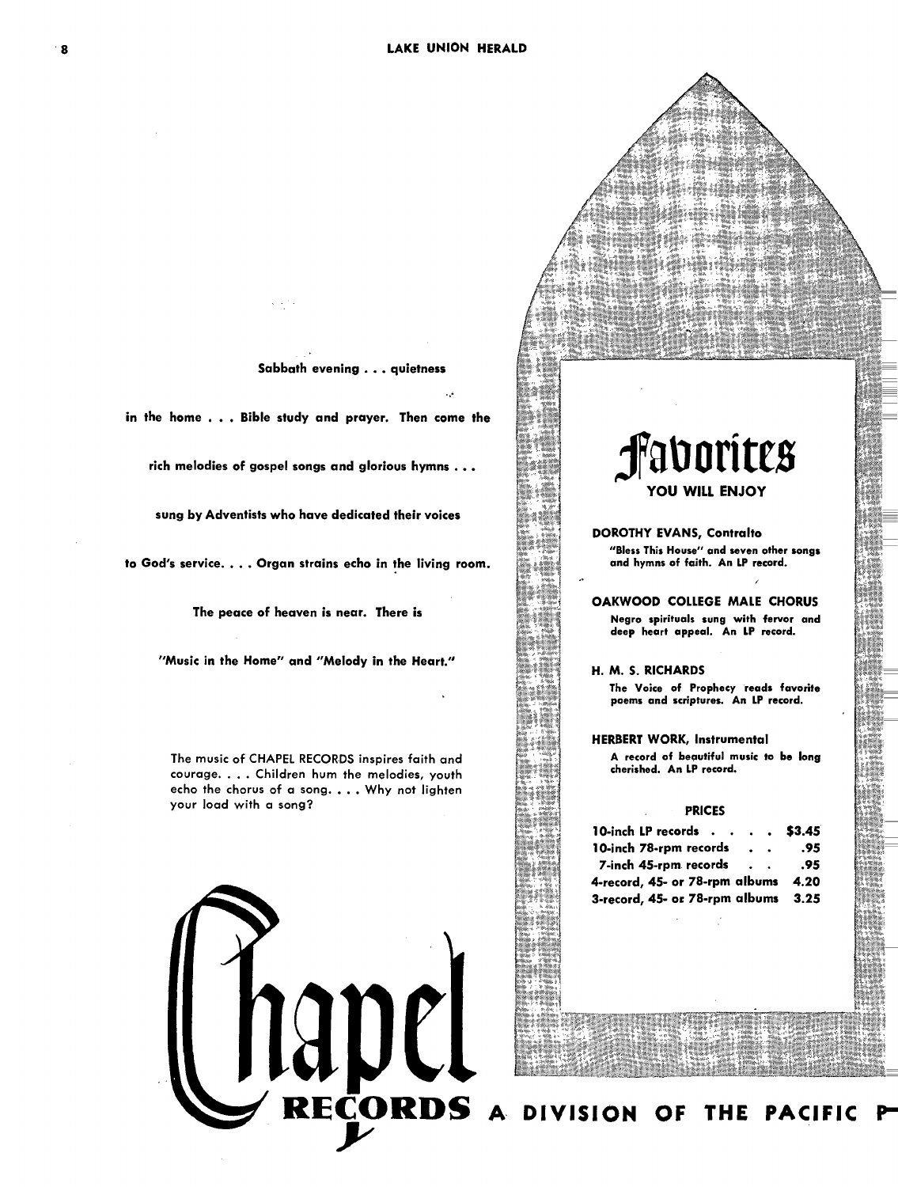Sabbath evening . . . quietness

in the home . . . Bible study and prayer. Then come the

rich melodies of gospel songs and glorious hymns . . .

sung by Adventists who have dedicated their voices

to God's service. . . . Organ strains echo in the living room.

The peace of heaven is near. There is

"Music in the Home" and "Melody in the Heart."

The music of CHAPEL RECORDS inspires faith and courage. . . . Children hum the melodies, youth echo the chorus of a song. . . . Why not lighten your load with a song?

# Favorites

## YOU WILL ENJOY

**DOROTHY EVANS, Contralto**

"Bless This House" and seven other songs and hymns of faith. An LP record.

**OAKWOOD COLLEGE MALE CHORUS**

Negro spirituals sung with fervor and deep heart appeal. An LP record.

**H. M. S. RICHARDS**

The Voice of Prophecy reads favorite poems and scriptures. An LP record.

**HERBERT WORK, Instrumental**

A record of beautiful music to be long cherished. An LP record.

**PRICES**

| | |
|---|---|
| 10-inch LP records | $3.45 |
| 10-inch 78-rpm records | .95 |
| 7-inch 45-rpm records | .95 |
| 4-record, 45- or 78-rpm albums | 4.20 |
| 3-record, 45- or 78-rpm albums | 3.25 |

# Chapel RECORDS A DIVISION OF THE PACIFIC P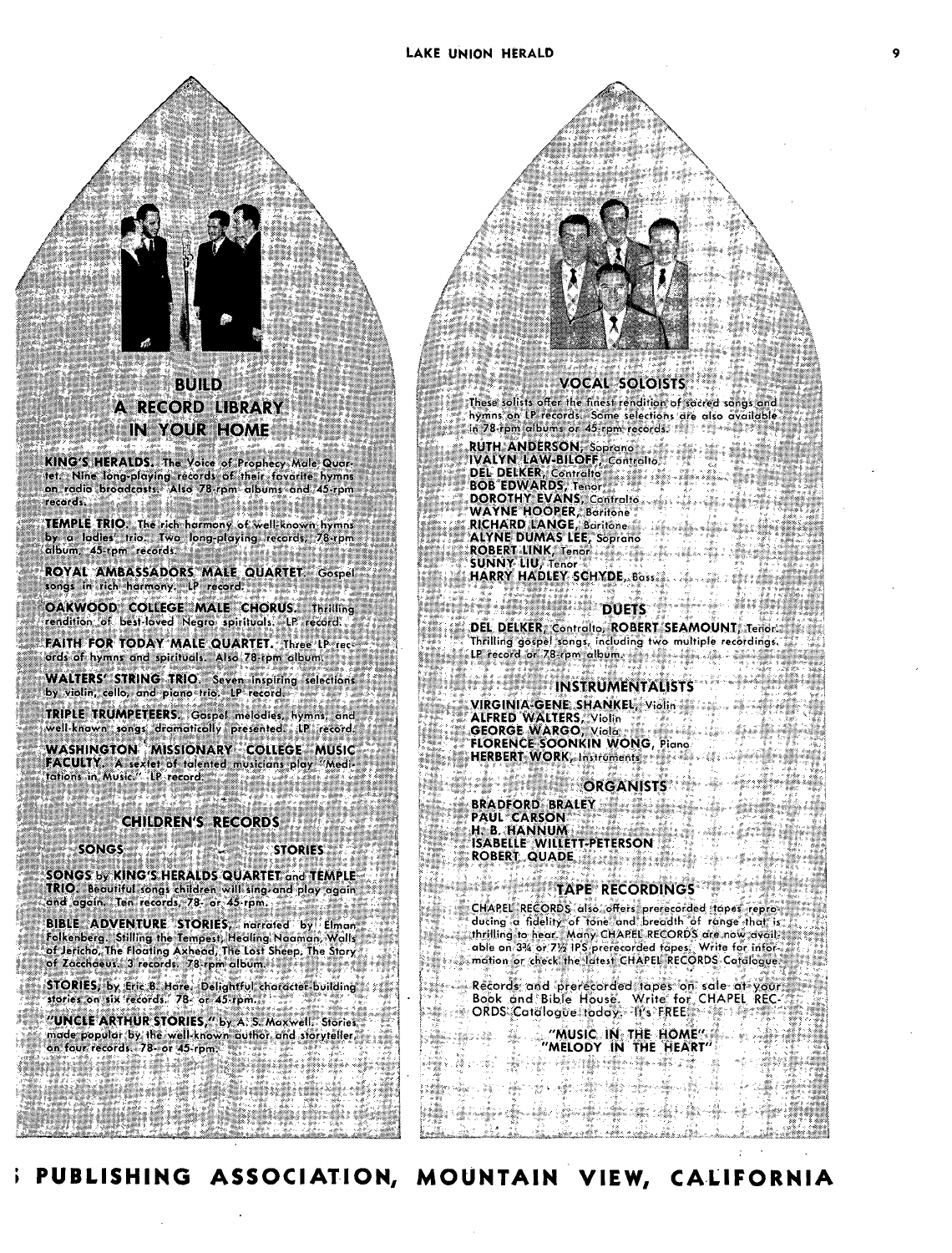## BUILD A RECORD LIBRARY IN YOUR HOME

**KING'S HERALDS.** The Voice of Prophecy Male Quartet. Nine long-playing records of their favorite hymns on radio broadcasts. Also 78-rpm albums and 45-rpm records.

**TEMPLE TRIO.** The rich harmony of well-known hymns by a ladies' trio. Two long-playing records; 78-rpm album, 45-rpm records.

**ROYAL AMBASSADORS MALE QUARTET.** Gospel songs in rich harmony. LP record.

**OAKWOOD COLLEGE MALE CHORUS.** Thrilling rendition of best-loved Negro spirituals. LP record.

**FAITH FOR TODAY MALE QUARTET.** Three LP records of hymns and spirituals. Also 78-rpm album.

**WALTERS' STRING TRIO.** Seven inspiring selections by violin, cello, and piano trio. LP record.

**TRIPLE TRUMPETEERS.** Gospel melodies, hymns, and well-known songs dramatically presented. LP record.

**WASHINGTON MISSIONARY COLLEGE MUSIC FACULTY.** A sextet of talented musicians play "Meditations in Music." LP record.

### CHILDREN'S RECORDS

**SONGS — STORIES**

**SONGS** by **KING'S HERALDS QUARTET** and **TEMPLE TRIO.** Beautiful songs children will sing and play again and again. Ten records, 78- or 45-rpm.

**BIBLE ADVENTURE STORIES,** narrated by Elman Folkenberg. Stilling the Tempest, Healing Naaman, Walls of Jericho, The Floating Axhead, The Lost Sheep, The Story of Zacchaeus. 3 records. 78-rpm album.

**STORIES,** by Eric B. Hare. Delightful character-building stories on six records. 78- or 45-rpm.

**"UNCLE ARTHUR STORIES,"** by A. S. Maxwell. Stories made popular by the well-known author and storyteller, on four records. 78- or 45-rpm.

### VOCAL SOLOISTS

These solists offer the finest rendition of sacred songs and hymns on LP records. Some selections are also available in 78-rpm albums or 45-rpm records.

**RUTH ANDERSON,** Soprano
**IVALYN LAW-BILOFF,** Contralto
**DEL DELKER,** Contralto
**BOB EDWARDS,** Tenor
**DOROTHY EVANS,** Contralto
**WAYNE HOOPER,** Baritone
**RICHARD LANGE,** Baritone
**ALYNE DUMAS LEE,** Soprano
**ROBERT LINK,** Tenor
**SUNNY LIU,** Tenor
**HARRY HADLEY SCHYDE,** Bass

### DUETS

**DEL DELKER,** Contralto, **ROBERT SEAMOUNT,** Tenor. Thrilling gospel songs, including two multiple recordings. LP record or 78-rpm album.

### INSTRUMENTALISTS

**VIRGINIA-GENE SHANKEL,** Violin
**ALFRED WALTERS,** Violin
**GEORGE WARGO,** Viola
**FLORENCE SOONKIN WONG,** Piano
**HERBERT WORK,** Instruments

### ORGANISTS

**BRADFORD BRALEY**
**PAUL CARSON**
**H. B. HANNUM**
**ISABELLE WILLETT-PETERSON**
**ROBERT QUADE**

### TAPE RECORDINGS

CHAPEL RECORDS also offers prerecorded tapes reproducing a fidelity of tone and breadth of range that is thrilling to hear. Many CHAPEL RECORDS are now available on 3¾ or 7½ IPS prerecorded tapes. Write for information or check the latest CHAPEL RECORDS Catalogue.

Records and prerecorded tapes on sale at your Book and Bible House. Write for CHAPEL RECORDS Catalogue today. It's FREE.

**"MUSIC IN THE HOME"**
**"MELODY IN THE HEART"**

**PUBLISHING ASSOCIATION, MOUNTAIN VIEW, CALIFORNIA**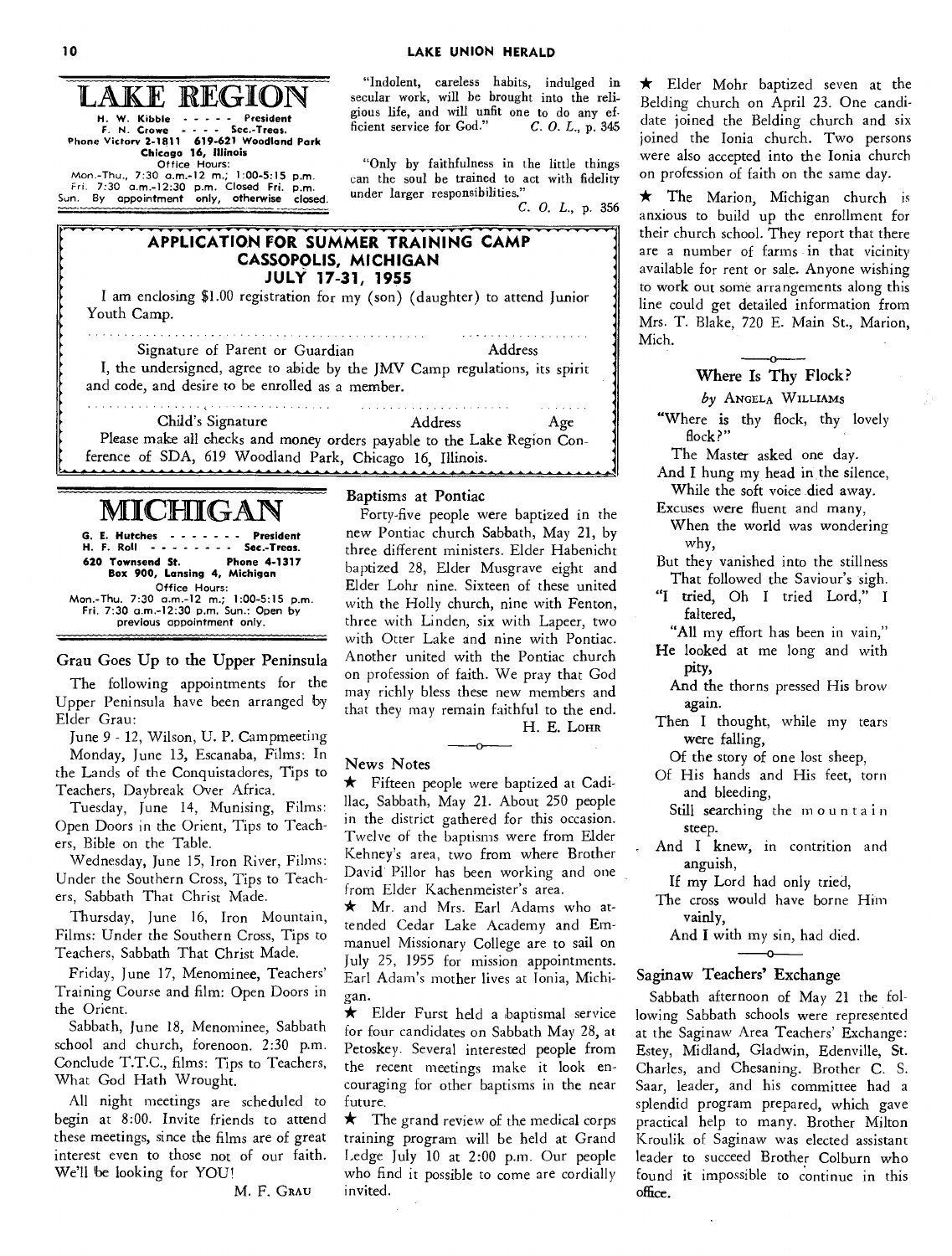# LAKE REGION

H. W. Kibble - - - - - President
F. N. Crowe - - - - Sec.-Treas.
Phone Victory 2-1811 619-621 Woodland Park
Chicago 16, Illinois
Office Hours:
Mon.-Thu., 7:30 a.m.-12 m.; 1:00-5:15 p.m.
Fri. 7:30 a.m.-12:30 p.m. Closed Fri. p.m.
Sun. By appointment only, otherwise closed.

"Indolent, careless habits, indulged in secular work, will be brought into the religious life, and will unfit one to do any efficient service for God." *C. O. L.*, p. 345

"Only by faithfulness in the little things can the soul be trained to act with fidelity under larger responsibilities."
*C. O. L.*, p. 356

## APPLICATION FOR SUMMER TRAINING CAMP
## CASSOPOLIS, MICHIGAN
## JULY 17-31, 1955

I am enclosing $1.00 registration for my (son) (daughter) to attend Junior Youth Camp.

........................................................ ..................

Signature of Parent or Guardian Address

I, the undersigned, agree to abide by the JMV Camp regulations, its spirit and code, and desire to be enrolled as a member.

........................................ .......................... ........

Child's Signature Address Age

Please make all checks and money orders payable to the Lake Region Conference of SDA, 619 Woodland Park, Chicago 16, Illinois.

# MICHIGAN

G. E. Hutches - - - - - - - President
H. F. Roll - - - - - - - - Sec.-Treas.
620 Townsend St. Phone 4-1317
Box 900, Lansing 4, Michigan
Office Hours:
Mon.-Thu. 7:30 a.m.-12 m.; 1:00-5:15 p.m.
Fri. 7:30 a.m.-12:30 p.m. Sun.: Open by previous appointment only.

### Grau Goes Up to the Upper Peninsula

The following appointments for the Upper Peninsula have been arranged by Elder Grau:

June 9 - 12, Wilson, U. P. Campmeeting

Monday, June 13, Escanaba, Films: In the Lands of the Conquistadores, Tips to Teachers, Daybreak Over Africa.

Tuesday, June 14, Munising, Films: Open Doors in the Orient, Tips to Teachers, Bible on the Table.

Wednesday, June 15, Iron River, Films: Under the Southern Cross, Tips to Teachers, Sabbath That Christ Made.

Thursday, June 16, Iron Mountain, Films: Under the Southern Cross, Tips to Teachers, Sabbath That Christ Made.

Friday, June 17, Menominee, Teachers' Training Course and film: Open Doors in the Orient.

Sabbath, June 18, Menominee, Sabbath school and church, forenoon. 2:30 p.m. Conclude T.T.C., films: Tips to Teachers, What God Hath Wrought.

All night meetings are scheduled to begin at 8:00. Invite friends to attend these meetings, since the films are of great interest even to those not of our faith. We'll be looking for YOU!

M. F. GRAU

### Baptisms at Pontiac

Forty-five people were baptized in the new Pontiac church Sabbath, May 21, by three different ministers. Elder Habenicht baptized 28, Elder Musgrave eight and Elder Lohr nine. Sixteen of these united with the Holly church, nine with Fenton, three with Linden, six with Lapeer, two with Otter Lake and nine with Pontiac. Another united with the Pontiac church on profession of faith. We pray that God may richly bless these new members and that they may remain faithful to the end.

H. E. LOHR

### News Notes

★ Fifteen people were baptized at Cadillac, Sabbath, May 21. About 250 people in the district gathered for this occasion. Twelve of the baptisms were from Elder Kehney's area, two from where Brother David Pillor has been working and one from Elder Kachenmeister's area.

★ Mr. and Mrs. Earl Adams who attended Cedar Lake Academy and Emmanuel Missionary College are to sail on July 25, 1955 for mission appointments. Earl Adam's mother lives at Ionia, Michigan.

★ Elder Furst held a baptismal service for four candidates on Sabbath May 28, at Petoskey. Several interested people from the recent meetings make it look encouraging for other baptisms in the near future.

★ The grand review of the medical corps training program will be held at Grand Ledge July 10 at 2:00 p.m. Our people who find it possible to come are cordially invited.

★ Elder Mohr baptized seven at the Belding church on April 23. One candidate joined the Belding church and six joined the Ionia church. Two persons were also accepted into the Ionia church on profession of faith on the same day.

★ The Marion, Michigan church is anxious to build up the enrollment for their church school. They report that there are a number of farms in that vicinity available for rent or sale. Anyone wishing to work out some arrangements along this line could get detailed information from Mrs. T. Blake, 720 E. Main St., Marion, Mich.

### Where Is Thy Flock?

*by* ANGELA WILLIAMS

"Where is thy flock, thy lovely flock?"
The Master asked one day.
And I hung my head in the silence,
While the soft voice died away.
Excuses were fluent and many,
When the world was wondering why,
But they vanished into the stillness
That followed the Saviour's sigh.
"I tried, Oh I tried Lord," I faltered,
"All my effort has been in vain,"
He looked at me long and with pity,
And the thorns pressed His brow again.
Then I thought, while my tears were falling,
Of the story of one lost sheep,
Of His hands and His feet, torn and bleeding,
Still searching the mountain steep.
And I knew, in contrition and anguish,
If my Lord had only tried,
The cross would have borne Him vainly,
And I with my sin, had died.

### Saginaw Teachers' Exchange

Sabbath afternoon of May 21 the following Sabbath schools were represented at the Saginaw Area Teachers' Exchange: Estey, Midland, Gladwin, Edenville, St. Charles, and Chesaning. Brother C. S. Saar, leader, and his committee had a splendid program prepared, which gave practical help to many. Brother Milton Kroulik of Saginaw was elected assistant leader to succeed Brother Colburn who found it impossible to continue in this office.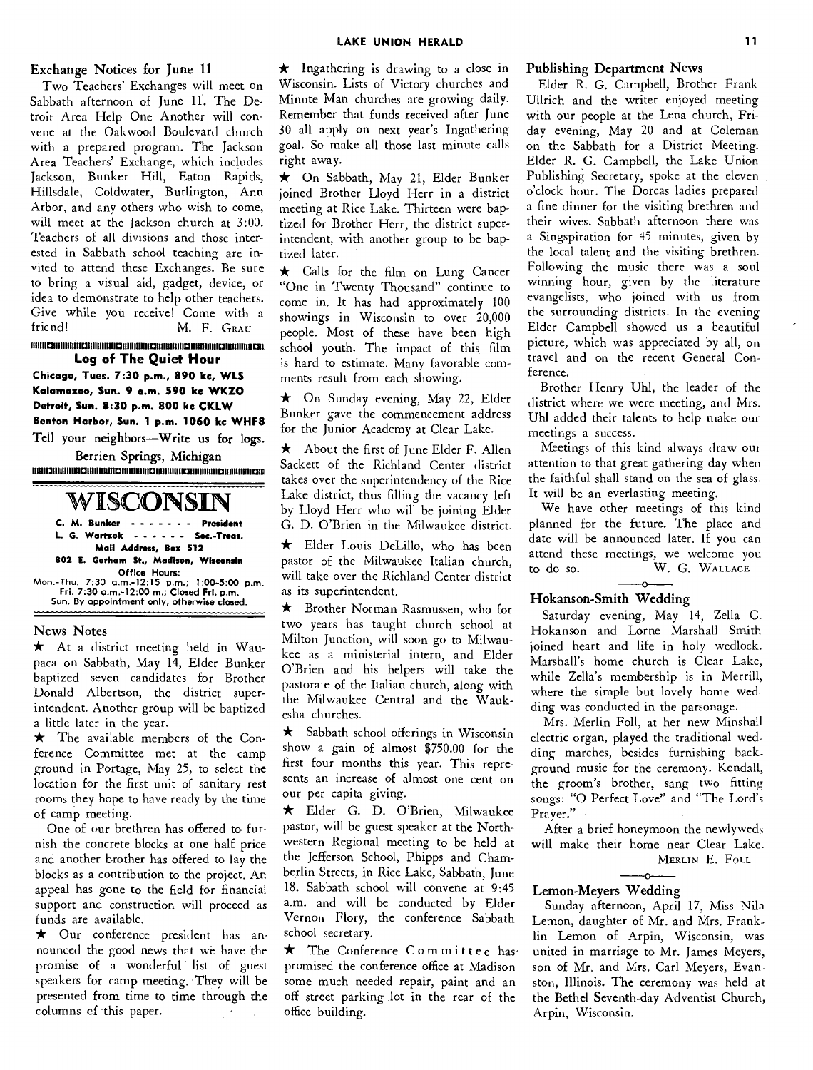### Exchange Notices for June 11

Two Teachers' Exchanges will meet on Sabbath afternoon of June 11. The Detroit Area Help One Another will convene at the Oakwood Boulevard church with a prepared program. The Jackson Area Teachers' Exchange, which includes Jackson, Bunker Hill, Eaton Rapids, Hillsdale, Coldwater, Burlington, Ann Arbor, and any others who wish to come, will meet at the Jackson church at 3:00. Teachers of all divisions and those interested in Sabbath school teaching are invited to attend these Exchanges. Be sure to bring a visual aid, gadget, device, or idea to demonstrate to help other teachers. Give while you receive! Come with a friend!

M. F. GRAU

**Log of The Quiet Hour**

**Chicago, Tues. 7:30 p.m., 890 kc, WLS**
**Kalamazoo, Sun. 9 a.m. 590 kc WKZO**
**Detroit, Sun. 8:30 p.m. 800 kc CKLW**
**Benton Harbor, Sun. 1 p.m. 1060 kc WHFB**

Tell your neighbors—Write us for logs.

Berrien Springs, Michigan

# WISCONSIN

**C. M. Bunker - - - - - - - President**
**L. G. Wortzok - - - - - - Sec.-Treas.**
**Mail Address, Box 512**
**802 E. Gorham St., Madison, Wisconsin**
**Office Hours:**
Mon.-Thu. 7:30 a.m.-12:15 p.m.; 1:00-5:00 p.m.
Fri. 7:30 a.m.-12:00 m.; Closed Fri. p.m.
Sun. By appointment only, otherwise closed.

### News Notes

★ At a district meeting held in Waupaca on Sabbath, May 14, Elder Bunker baptized seven candidates for Brother Donald Albertson, the district superintendent. Another group will be baptized a little later in the year.

★ The available members of the Conference Committee met at the camp ground in Portage, May 25, to select the location for the first unit of sanitary rest rooms they hope to have ready by the time of camp meeting.

One of our brethren has offered to furnish the concrete blocks at one half price and another brother has offered to lay the blocks as a contribution to the project. An appeal has gone to the field for financial support and construction will proceed as funds are available.

★ Our conference president has announced the good news that we have the promise of a wonderful list of guest speakers for camp meeting. They will be presented from time to time through the columns of this paper.

★ Ingathering is drawing to a close in Wisconsin. Lists of Victory churches and Minute Man churches are growing daily. Remember that funds received after June 30 all apply on next year's Ingathering goal. So make all those last minute calls right away.

★ On Sabbath, May 21, Elder Bunker joined Brother Lloyd Herr in a district meeting at Rice Lake. Thirteen were baptized for Brother Herr, the district superintendent, with another group to be baptized later.

★ Calls for the film on Lung Cancer "One in Twenty Thousand" continue to come in. It has had approximately 100 showings in Wisconsin to over 20,000 people. Most of these have been high school youth. The impact of this film is hard to estimate. Many favorable comments result from each showing.

★ On Sunday evening, May 22, Elder Bunker gave the commencement address for the Junior Academy at Clear Lake.

★ About the first of June Elder F. Allen Sackett of the Richland Center district takes over the superintendency of the Rice Lake district, thus filling the vacancy left by Lloyd Herr who will be joining Elder G. D. O'Brien in the Milwaukee district.

★ Elder Louis DeLillo, who has been pastor of the Milwaukee Italian church, will take over the Richland Center district as its superintendent.

★ Brother Norman Rasmussen, who for two years has taught church school at Milton Junction, will soon go to Milwaukee as a ministerial intern, and Elder O'Brien and his helpers will take the pastorate of the Italian church, along with the Milwaukee Central and the Waukesha churches.

★ Sabbath school offerings in Wisconsin show a gain of almost $750.00 for the first four months this year. This represents an increase of almost one cent on our per capita giving.

★ Elder G. D. O'Brien, Milwaukee pastor, will be guest speaker at the Northwestern Regional meeting to be held at the Jefferson School, Phipps and Chamberlin Streets, in Rice Lake, Sabbath, June 18. Sabbath school will convene at 9:45 a.m. and will be conducted by Elder Vernon Flory, the conference Sabbath school secretary.

★ The Conference Committee has promised the conference office at Madison some much needed repair, paint and an off street parking lot in the rear of the office building.

### Publishing Department News

Elder R. G. Campbell, Brother Frank Ullrich and the writer enjoyed meeting with our people at the Lena church, Friday evening, May 20 and at Coleman on the Sabbath for a District Meeting. Elder R. G. Campbell, the Lake Union Publishing Secretary, spoke at the eleven o'clock hour. The Dorcas ladies prepared a fine dinner for the visiting brethren and their wives. Sabbath afternoon there was a Singspiration for 45 minutes, given by the local talent and the visiting brethren. Following the music there was a soul winning hour, given by the literature evangelists, who joined with us from the surrounding districts. In the evening Elder Campbell showed us a beautiful picture, which was appreciated by all, on travel and on the recent General Conference.

Brother Henry Uhl, the leader of the district where we were meeting, and Mrs. Uhl added their talents to help make our meetings a success.

Meetings of this kind always draw our attention to that great gathering day when the faithful shall stand on the sea of glass. It will be an everlasting meeting.

We have other meetings of this kind planned for the future. The place and date will be announced later. If you can attend these meetings, we welcome you to do so.

W. G. WALLACE

### Hokanson-Smith Wedding

Saturday evening, May 14, Zella C. Hokanson and Lorne Marshall Smith joined heart and life in holy wedlock. Marshall's home church is Clear Lake, while Zella's membership is in Merrill, where the simple but lovely home wedding was conducted in the parsonage.

Mrs. Merlin Foll, at her new Minshall electric organ, played the traditional wedding marches, besides furnishing background music for the ceremony. Kendall, the groom's brother, sang two fitting songs: "O Perfect Love" and "The Lord's Prayer."

After a brief honeymoon the newlyweds will make their home near Clear Lake.

MERLIN E. FOLL

### Lemon-Meyers Wedding

Sunday afternoon, April 17, Miss Nila Lemon, daughter of Mr. and Mrs. Franklin Lemon of Arpin, Wisconsin, was united in marriage to Mr. James Meyers, son of Mr. and Mrs. Carl Meyers, Evanston, Illinois. The ceremony was held at the Bethel Seventh-day Adventist Church, Arpin, Wisconsin.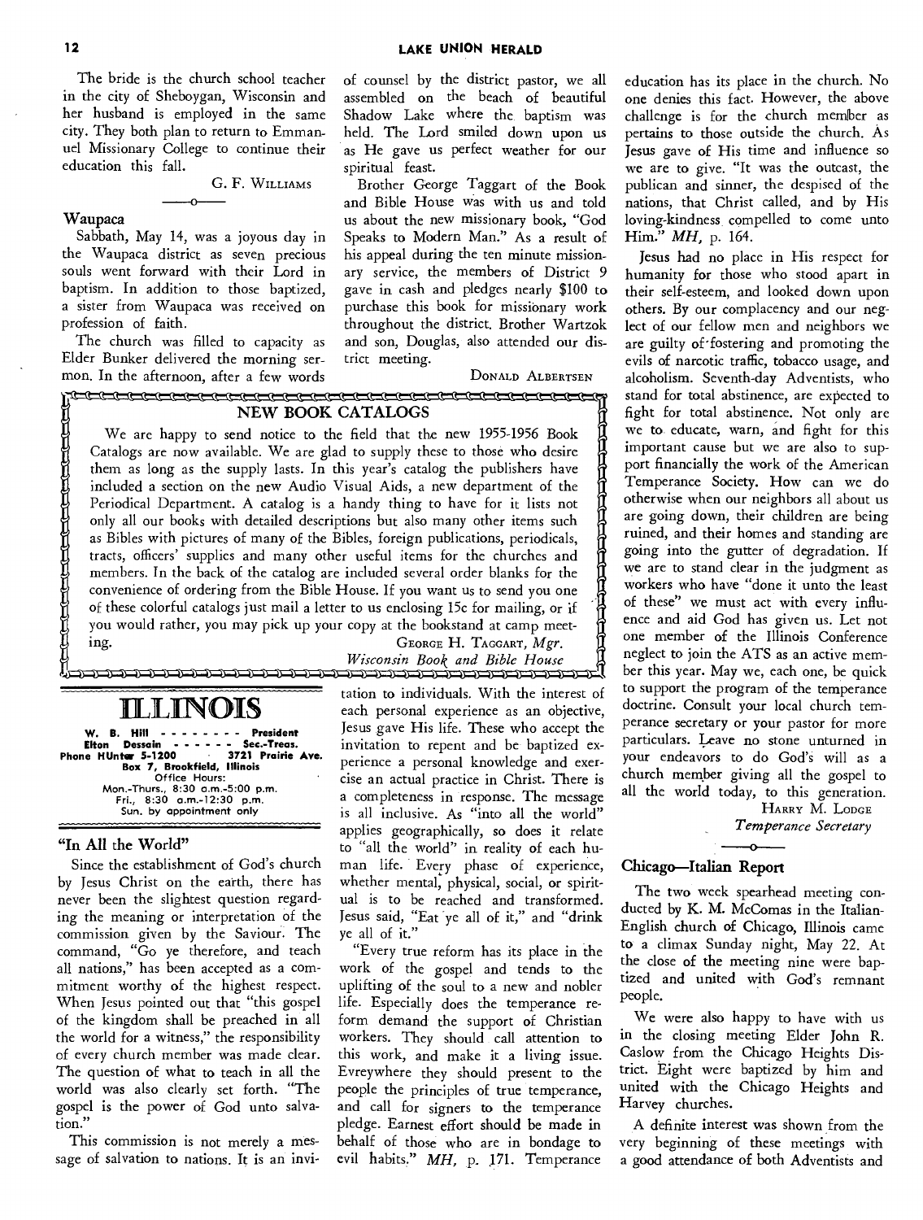The bride is the church school teacher in the city of Sheboygan, Wisconsin and her husband is employed in the same city. They both plan to return to Emmanuel Missionary College to continue their education this fall.

G. F. WILLIAMS

### Waupaca

Sabbath, May 14, was a joyous day in the Waupaca district as seven precious souls went forward with their Lord in baptism. In addition to those baptized, a sister from Waupaca was received on profession of faith.

The church was filled to capacity as Elder Bunker delivered the morning sermon. In the afternoon, after a few words of counsel by the district pastor, we all assembled on the beach of beautiful Shadow Lake where the baptism was held. The Lord smiled down upon us as He gave us perfect weather for our spiritual feast.

Brother George Taggart of the Book and Bible House was with us and told us about the new missionary book, "God Speaks to Modern Man." As a result of his appeal during the ten minute missionary service, the members of District 9 gave in cash and pledges nearly $100 to purchase this book for missionary work throughout the district. Brother Wartzok and son, Douglas, also attended our district meeting.

DONALD ALBERTSEN

### NEW BOOK CATALOGS

We are happy to send notice to the field that the new 1955-1956 Book Catalogs are now available. We are glad to supply these to those who desire them as long as the supply lasts. In this year's catalog the publishers have included a section on the new Audio Visual Aids, a new department of the Periodical Department. A catalog is a handy thing to have for it lists not only all our books with detailed descriptions but also many other items such as Bibles with pictures of many of the Bibles, foreign publications, periodicals, tracts, officers' supplies and many other useful items for the churches and members. In the back of the catalog are included several order blanks for the convenience of ordering from the Bible House. If you want us to send you one of these colorful catalogs just mail a letter to us enclosing 15c for mailing, or if you would rather, you may pick up your copy at the bookstand at camp meeting.

GEORGE H. TAGGART, *Mgr.*
*Wisconsin Book and Bible House*

# ILLINOIS

W. B. Hill - - - - - - - - President
Elton Dessain - - - - - - Sec.-Treas.
Phone HUnter 5-1200 · 3721 Prairie Ave.
Box 7, Brookfield, Illinois
Office Hours:
Mon.-Thurs., 8:30 a.m.-5:00 p.m.
Fri., 8:30 a.m.-12:30 p.m.
Sun. by appointment only

### "In All the World"

Since the establishment of God's church by Jesus Christ on the earth, there has never been the slightest question regarding the meaning or interpretation of the commission given by the Saviour. The command, "Go ye therefore, and teach all nations," has been accepted as a commitment worthy of the highest respect. When Jesus pointed out that "this gospel of the kingdom shall be preached in all the world for a witness," the responsibility of every church member was made clear. The question of what to teach in all the world was also clearly set forth. "The gospel is the power of God unto salvation."

This commission is not merely a message of salvation to nations. It is an invitation to individuals. With the interest of each personal experience as an objective, Jesus gave His life. These who accept the invitation to repent and be baptized experience a personal knowledge and exercise an actual practice in Christ. There is a completeness in response. The message is all inclusive. As "into all the world" applies geographically, so does it relate to "all the world" in reality of each human life. Every phase of experience, whether mental, physical, social, or spiritual is to be reached and transformed. Jesus said, "Eat ye all of it," and "drink ye all of it."

"Every true reform has its place in the work of the gospel and tends to the uplifting of the soul to a new and nobler life. Especially does the temperance reform demand the support of Christian workers. They should call attention to this work, and make it a living issue. Evreywhere they should present to the people the principles of true temperance, and call for signers to the temperance pledge. Earnest effort should be made in behalf of those who are in bondage to evil habits." *MH*, p. 171. Temperance education has its place in the church. No one denies this fact. However, the above challenge is for the church member as pertains to those outside the church. As Jesus gave of His time and influence so we are to give. "It was the outcast, the publican and sinner, the despised of the nations, that Christ called, and by His loving-kindness compelled to come unto Him." *MH*, p. 164.

Jesus had no place in His respect for humanity for those who stood apart in their self-esteem, and looked down upon others. By our complacency and our neglect of our fellow men and neighbors we are guilty of fostering and promoting the evils of narcotic traffic, tobacco usage, and alcoholism. Seventh-day Adventists, who stand for total abstinence, are expected to fight for total abstinence. Not only are we to educate, warn, and fight for this important cause but we are also to support financially the work of the American Temperance Society. How can we do otherwise when our neighbors all about us are going down, their children are being ruined, and their homes and standing are going into the gutter of degradation. If we are to stand clear in the judgment as workers who have "done it unto the least of these" we must act with every influence and aid God has given us. Let not one member of the Illinois Conference neglect to join the ATS as an active member this year. May we, each one, be quick to support the program of the temperance doctrine. Consult your local church temperance secretary or your pastor for more particulars. Leave no stone unturned in your endeavors to do God's will as a church member giving all the gospel to all the world today, to this generation.

HARRY M. LODGE
*Temperance Secretary*

### Chicago—Italian Report

The two week spearhead meeting conducted by K. M. McComas in the Italian-English church of Chicago, Illinois came to a climax Sunday night, May 22. At the close of the meeting nine were baptized and united with God's remnant people.

We were also happy to have with us in the closing meeting Elder John R. Caslow from the Chicago Heights District. Eight were baptized by him and united with the Chicago Heights and Harvey churches.

A definite interest was shown from the very beginning of these meetings with a good attendance of both Adventists and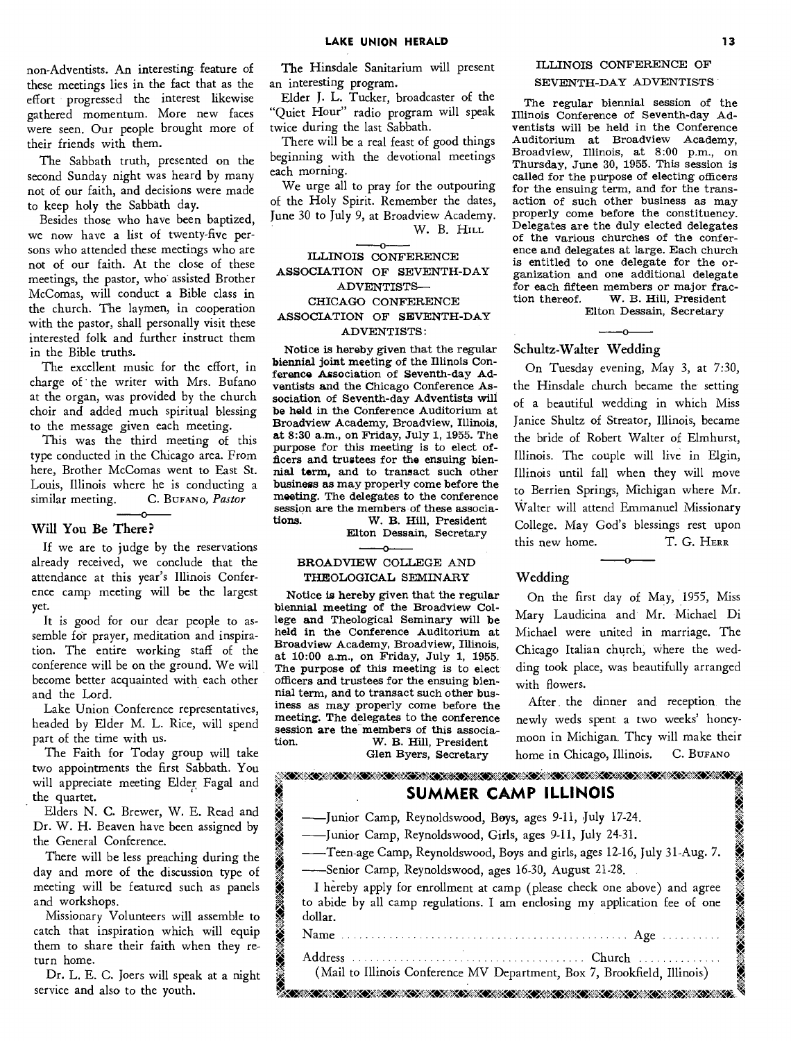non-Adventists. An interesting feature of these meetings lies in the fact that as the effort progressed the interest likewise gathered momentum. More new faces were seen. Our people brought more of their friends with them.

The Sabbath truth, presented on the second Sunday night was heard by many not of our faith, and decisions were made to keep holy the Sabbath day.

Besides those who have been baptized, we now have a list of twenty-five persons who attended these meetings who are not of our faith. At the close of these meetings, the pastor, who assisted Brother McComas, will conduct a Bible class in the church. The laymen, in cooperation with the pastor, shall personally visit these interested folk and further instruct them in the Bible truths.

The excellent music for the effort, in charge of the writer with Mrs. Bufano at the organ, was provided by the church choir and added much spiritual blessing to the message given each meeting.

This was the third meeting of this type conducted in the Chicago area. From here, Brother McComas went to East St. Louis, Illinois where he is conducting a similar meeting. C. BUFANO, *Pastor*

## Will You Be There?

If we are to judge by the reservations already received, we conclude that the attendance at this year's Illinois Conference camp meeting will be the largest yet.

It is good for our dear people to assemble for prayer, meditation and inspiration. The entire working staff of the conference will be on the ground. We will become better acquainted with each other and the Lord.

Lake Union Conference representatives, headed by Elder M. L. Rice, will spend part of the time with us.

The Faith for Today group will take two appointments the first Sabbath. You will appreciate meeting Elder Fagal and the quartet.

Elders N. C. Brewer, W. E. Read and Dr. W. H. Beaven have been assigned by the General Conference.

There will be less preaching during the day and more of the discussion type of meeting will be featured such as panels and workshops.

Missionary Volunteers will assemble to catch that inspiration which will equip them to share their faith when they return home.

Dr. L. E. C. Joers will speak at a night service and also to the youth.

The Hinsdale Sanitarium will present an interesting program.

Elder J. L. Tucker, broadcaster of the "Quiet Hour" radio program will speak twice during the last Sabbath.

There will be a real feast of good things beginning with the devotional meetings each morning.

We urge all to pray for the outpouring of the Holy Spirit. Remember the dates, June 30 to July 9, at Broadview Academy.

W. B. HILL

## ILLINOIS CONFERENCE ASSOCIATION OF SEVENTH-DAY ADVENTISTS— CHICAGO CONFERENCE ASSOCIATION OF SEVENTH-DAY ADVENTISTS:

Notice is hereby given that the regular biennial joint meeting of the Illinois Conference Association of Seventh-day Adventists and the Chicago Conference Association of Seventh-day Adventists will be held in the Conference Auditorium at Broadview Academy, Broadview, Illinois, at 8:30 a.m., on Friday, July 1, 1955. The purpose for this meeting is to elect officers and trustees for the ensuing biennial term, and to transact such other business as may properly come before the meeting. The delegates to the conference session are the members of these associations.

W. B. Hill, President
Elton Dessain, Secretary

## BROADVIEW COLLEGE AND THEOLOGICAL SEMINARY

Notice is hereby given that the regular biennial meeting of the Broadview College and Theological Seminary will be held in the Conference Auditorium at Broadview Academy, Broadview, Illinois, at 10:00 a.m., on Friday, July 1, 1955. The purpose of this meeting is to elect officers and trustees for the ensuing biennial term, and to transact such other business as may properly come before the meeting. The delegates to the conference session are the members of this association.

W. B. Hill, President
Glen Byers, Secretary

## ILLINOIS CONFERENCE OF SEVENTH-DAY ADVENTISTS

The regular biennial session of the Illinois Conference of Seventh-day Adventists will be held in the Conference Auditorium at Broadview Academy, Broadview, Illinois, at 8:00 p.m., on Thursday, June 30, 1955. This session is called for the purpose of electing officers for the ensuing term, and for the transaction of such other business as may properly come before the constituency. Delegates are the duly elected delegates of the various churches of the conference and delegates at large. Each church is entitled to one delegate for the organization and one additional delegate for each fifteen members or major fraction thereof.

W. B. Hill, President
Elton Dessain, Secretary

## Schultz-Walter Wedding

On Tuesday evening, May 3, at 7:30, the Hinsdale church became the setting of a beautiful wedding in which Miss Janice Shultz of Streator, Illinois, became the bride of Robert Walter of Elmhurst, Illinois. The couple will live in Elgin, Illinois until fall when they will move to Berrien Springs, Michigan where Mr. Walter will attend Emmanuel Missionary College. May God's blessings rest upon this new home. T. G. HERR

## Wedding

On the first day of May, 1955, Miss Mary Laudicina and Mr. Michael Di Michael were united in marriage. The Chicago Italian church, where the wedding took place, was beautifully arranged with flowers.

After the dinner and reception the newly weds spent a two weeks' honeymoon in Michigan. They will make their home in Chicago, Illinois. C. BUFANO

## SUMMER CAMP ILLINOIS

—Junior Camp, Reynoldswood, Boys, ages 9-11, July 17-24.
—Junior Camp, Reynoldswood, Girls, ages 9-11, July 24-31.
—Teen-age Camp, Reynoldswood, Boys and girls, ages 12-16, July 31-Aug. 7.
—Senior Camp, Reynoldswood, ages 16-30, August 21-28.

I hereby apply for enrollment at camp (please check one above) and agree to abide by all camp regulations. I am enclosing my application fee of one dollar.

Name .................................................. Age ..........

Address .............................................. Church ..............

(Mail to Illinois Conference MV Department, Box 7, Brookfield, Illinois)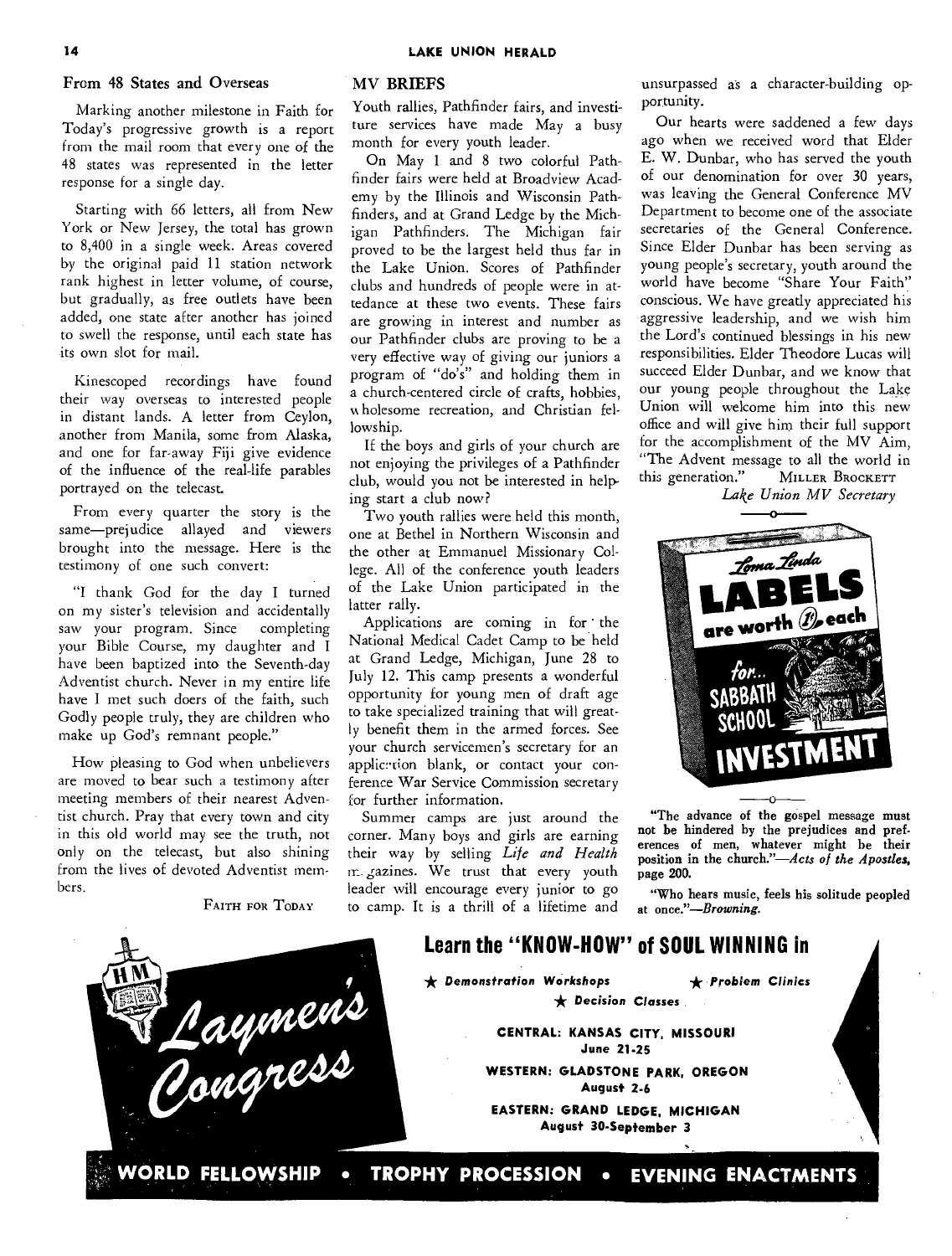## From 48 States and Overseas

Marking another milestone in Faith for Today's progressive growth is a report from the mail room that every one of the 48 states was represented in the letter response for a single day.

Starting with 66 letters, all from New York or New Jersey, the total has grown to 8,400 in a single week. Areas covered by the original paid 11 station network rank highest in letter volume, of course, but gradually, as free outlets have been added, one state after another has joined to swell the response, until each state has its own slot for mail.

Kinescoped recordings have found their way overseas to interested people in distant lands. A letter from Ceylon, another from Manila, some from Alaska, and one for far-away Fiji give evidence of the influence of the real-life parables portrayed on the telecast.

From every quarter the story is the same—prejudice allayed and viewers brought into the message. Here is the testimony of one such convert:

"I thank God for the day I turned on my sister's television and accidentally saw your program. Since completing your Bible Course, my daughter and I have been baptized into the Seventh-day Adventist church. Never in my entire life have I met such doers of the faith, such Godly people truly, they are children who make up God's remnant people."

How pleasing to God when unbelievers are moved to bear such a testimony after meeting members of their nearest Adventist church. Pray that every town and city in this old world may see the truth, not only on the telecast, but also shining from the lives of devoted Adventist members.

FAITH FOR TODAY

## MV BRIEFS

Youth rallies, Pathfinder fairs, and investiture services have made May a busy month for every youth leader.

On May 1 and 8 two colorful Pathfinder fairs were held at Broadview Academy by the Illinois and Wisconsin Pathfinders, and at Grand Ledge by the Michigan Pathfinders. The Michigan fair proved to be the largest held thus far in the Lake Union. Scores of Pathfinder clubs and hundreds of people were in attedance at these two events. These fairs are growing in interest and number as our Pathfinder clubs are proving to be a very effective way of giving our juniors a program of "do's" and holding them in a church-centered circle of crafts, hobbies, wholesome recreation, and Christian fellowship.

If the boys and girls of your church are not enjoying the privileges of a Pathfinder club, would you not be interested in helping start a club now?

Two youth rallies were held this month, one at Bethel in Northern Wisconsin and the other at Emmanuel Missionary College. All of the conference youth leaders of the Lake Union participated in the latter rally.

Applications are coming in for the National Medical Cadet Camp to be held at Grand Ledge, Michigan, June 28 to July 12. This camp presents a wonderful opportunity for young men of draft age to take specialized training that will greatly benefit them in the armed forces. See your church servicemen's secretary for an application blank, or contact your conference War Service Commission secretary for further information.

Summer camps are just around the corner. Many boys and girls are earning their way by selling *Life and Health* magazines. We trust that every youth leader will encourage every junior to go to camp. It is a thrill of a lifetime and unsurpassed as a character-building opportunity.

Our hearts were saddened a few days ago when we received word that Elder E. W. Dunbar, who has served the youth of our denomination for over 30 years, was leaving the General Conference MV Department to become one of the associate secretaries of the General Conference. Since Elder Dunbar has been serving as young people's secretary, youth around the world have become "Share Your Faith" conscious. We have greatly appreciated his aggressive leadership, and we wish him the Lord's continued blessings in his new responsibilities. Elder Theodore Lucas will succeed Elder Dunbar, and we know that our young people throughout the Lake Union will welcome him into this new office and will give him their full support for the accomplishment of the MV Aim, "The Advent message to all the world in this generation."

MILLER BROCKETT
*Lake Union MV Secretary*

---

**Loma Linda LABELS are worth 1¢ each for... SABBATH SCHOOL INVESTMENT**

---

"The advance of the gospel message must not be hindered by the prejudices and preferences of men, whatever might be their position in the church."—*Acts of the Apostles*, page 200.

"Who hears music, feels his solitude peopled at once."—*Browning*.

---

# Laymen's Congress

## Learn the "KNOW-HOW" of SOUL WINNING in

★ *Demonstration Workshops* ★ *Problem Clinics*
★ *Decision Classes*

**CENTRAL: KANSAS CITY, MISSOURI**
**June 21-25**

**WESTERN: GLADSTONE PARK, OREGON**
**August 2-6**

**EASTERN: GRAND LEDGE, MICHIGAN**
**August 30-September 3**

**WORLD FELLOWSHIP • TROPHY PROCESSION • EVENING ENACTMENTS**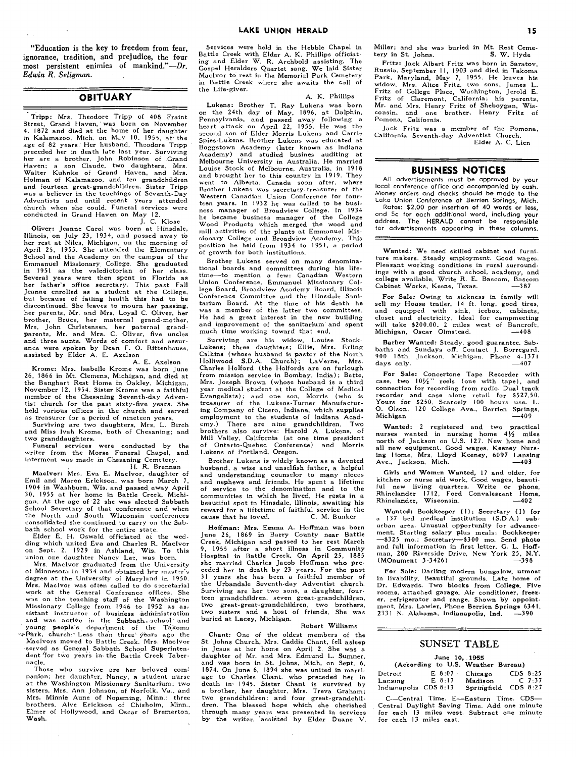"Education is the key to freedom from fear, ignorance, tradition, and prejudice, the four most persistent enimies of mankind."—*Dr. Edwin R. Seligman.*

## OBITUARY

**Tripp:** Mrs. Theodore Tripp of 408 Fraint Street, Grand Haven, was born on November 4, 1872 and died at the home of her daughter in Kalamazoo, Mich. on May 10, 1955, at the age of 82 years. Her husband, Theodore Tripp preceded her in death late last year. Surviving her are a brother, John Robinson of Grand Haven; a son Claude, two daughters, Mrs. Walter Kuhnke of Grand Haven, and Mrs. Holman of Kalamazoo, and ten grandchildren and fourteen great-grandchildren. Sister Tripp was a believer in the teachings of Seventh-Day Adventists and until recent years attended church when she could. Funeral services were conducted in Grand Haven on May 12.

J. C. Klose

**Oliver:** Jeanne Carol was born at Hinsdale, Illinois, on July 23, 1934, and passed away to her rest at Niles, Michigan, on the morning of April 25, 1955. She attended the Elementary School and the Academy on the campus of the Emmanuel Missionary College. She graduated in 1951 as the valedictorian of her class. Several years were then spent in Florida as her father's office secretary. This past Fall Jeanne enrolled as a student at the College, but because of failing health this had to be discontinued. She leaves to mourn her passing, her parents, Mr. and Mrs. Loyal C. Oliver, her brother, Bruce, her maternal grand-mother, Mrs. John Christensen, her paternal grand-parents, Mr. and Mrs. C. Oliver, five uncles and three aunts. Words of comfort and assurance were spoken by Dean F. O. Rittenhouse, assisted by Elder A. E. Axelson

A. E. Axelson

**Krome:** Mrs. Isabelle Krome was born June 26, 1866 in Mt. Clemens, Michigan, and died at the Banghart Rest Home in Oakley, Michigan, November 12, 1954. Sister Krome was a faithful member of the Chesaning Seventh-day Adventist church for the past sixty-five years. She held various offices in the church and served as treasurer for a period of nineteen years.

Surviving are two daughters, Mrs. L. Birch and Miss Ivah Krome, both of Chesaning; and two granddaughters.

Funeral services were conducted by the writer from the Morse Funeral Chapel, and interment was made in Chesaning Cemetery.

H. R. Brennan

**MacIvor:** Mrs. Eva E. MacIvor, daughter of Emil and Maren Erickson, was born March 7, 1904 in Washburn, Wis. and passed away April 30, 1955 at her home in Battle Creek, Michigan. At the age of 22 she was elected Sabbath School Secretary of that conference and when the North and South Wisconsin conferences consolidated she continued to carry on the Sabbath school work for the entire state.

Elder E. H. Oswald officiated at the wedding which united Eva and Charles R. MacIvor on Sept. 2, 1929 in Ashland, Wis. To this union one daughter Nancy Lee, was born.

Mrs. MacIvor graduated from the University of Minnesota in 1934 and obtained her master's degree at the University of Maryland in 1950. Mrs. MacIvor was often called to do secretarial work at the General Conference offices. She was on the teaching staff of the Washington Missionary College from 1946 to 1952 as assistant instructor of business administration and was active in the Sabbath school and young people's department of the Takoma Park, church. Less than three years ago the MacIvors moved to Battle Creek. Mrs. MacIvor served as General Sabbath School Superintendent for two years in the Battle Creek Tabernacle.

Those who survive are her beloved companion; her daughter, Nancy, a student nurse at the Washington Missionary Sanitarium; two sisters, Mrs. Ann Johnson, of Norfolk, Va., and Mrs. Minnie Aune of Nopeming, Minn.; three brothers, Alve Erickson of Chisholm, Minn., Elmer of Hollywood, and Oscar of Bremerton, Wash.

Services were held in the Hebble Chapel in Battle Creek with Elder A. K. Phillips officiating and Elder W. R. Archbold assisting. The Gospel Heralders Quartet sang. We laid Sister MacIvor to rest in the Memorial Park Cemetery in Battle Creek where she awaits the call of the Life-giver.

A. K. Phillips

**Lukens:** Brother T. Ray Lukens was born on the 24th day of May, 1896, at Dalphin, Pennsylvania, and passed away following a heart attack on April 22, 1955. He was the second son of Elder Morris Lukens and Carrie Spies-Lukens. Brother Lukens was educated at Boggstown Academy (later known as Indiana Academy) and studied busines auditing at Melbourne University in Australia. He married Louise Stock of Melbourne, Australia, in 1918 and brought her to this country in 1919. They went to Alberta, Canada soon after, where Brother Lukens was secretary-treasurer of the Western Canadian Union Conference for fourteen years. In 1932 he was called to be business manager of Broadview College. In 1934 he became business manager of the College Wood Products which merged the wood and mill activities of the plants at Emmanuel Missionary College and Broadview Academy. This position he held from 1934 to 1951, a period of growth for both institutions.

Brother Lukens served on many denominational boards and committees during his lifetime—to mention a few: Canadian Western Union Conference, Emmanuel Missionary College Board, Broadview Academy Board, Illinois Conference Committee and the Hinsdale Sanitarium Board. At the time of his death he was a member of the latter two committees. He had a great interest in the new building and improvement of the sanitarium and spent much time working toward that end.

Surviving are his widow, Louise Stock-Lukens; three daughters; Ellie, Mrs. Erling Calkins (whose husband is pastor of the North Holliwood S.D.A. Church); LaVerne, Mrs. Charles Holford (the Holfords are on furlough from mission service in Bombay, India); Bette, Mrs. Joseph Brown (whose husband is a third year medical student at the College of Medical Evangelists); and one son, Morris (who is treasurer of the Lukens-Turner Manufacturing Company of Cicero, Indiana, which supplies employment to the students of Indiana Academy.) There are nine grandchildren. Two brothers also survive: Harold A. Lukens, of Mill Valley, California (at one time president of Ontario-Quebec Conference) and Morris Lukens of Portland, Oregon.

Brother Lukens is widely known as a devoted husband, a wise and unselfish father, a helpful and understanding counselor to many nieces and nephews and friends. He spent a lifetime of service to the denomination and to the communities in which he lived. He rests in a beautiful spot in Hinsdale, Illinois, awaiting his reward for a lifetime of faithful service in the cause that he loved.

C. M. Bunker

**Hoffman:** Mrs. Emma A. Hoffman was born June 26, 1869 in Barry County near Battle Creek, Michigan and passed to her rest March 9, 1955 after a short illness in Community Hospital in Battle Creek. On April 25, 1885 she married Charles Jacob Hoffman who preceded her in death by 23 years. For the past 31 years she has been a faithful member of the Urbandale Seventh-day Adventist church. Surviving are her two sons, a daughter, fourteen grandchildren, seven great-grandchildren, two great-great-grandchildren, two brothers, two sisters and a host of friends. She was buried at Lacey, Michigan.

Robert Williams

**Chant:** One of the oldest members of the St. Johns Church, Mrs. Caddie Chant, fell asleep in Jesus at her home on April 2. She was a daughter of Mr. and Mrs. Edmund L. Sumner, and was born in St. Johns, Mich. on Sept. 6, 1874. On June 6, 1894 she was united in marriage to Charles Chant, who preceded her in death in 1945. Sister Chant is survived by a brother, her daughter, Mrs. Treva Graham; two grandchildren; and four great-grandchildren. The blessed hope which she cherished through many years was presented in services by the writer, assisted by Elder Duane V. Miller; and she was buried in Mt. Rest Cemetery in St. Johns.

S. W. Hyde

**Fritz:** Jack Albert Fritz was born in Saratov, Russia, September 11, 1903 and died in Takoma Park, Maryland, May 7, 1955. He leaves his widow, Mrs. Alice Fritz, two sons, James L. Fritz of College Place, Washington, Jerold E. Fritz of Claremont, California; his parents, Mr. and Mrs. Henry Fritz of Sheboygan, Wisconsin, and one brother, Henry Fritz of Pomona, California.

Jack Fritz was a member of the Pomona, California Seventh-day Adventist Church.

Elder A. C. Lien

## BUSINESS NOTICES

All advertisements must be approved by your local conference office and accompanied by cash. Money orders and checks should be made to the Lake Union Conference at Berrien Springs, Mich. Rates: $2.00 per insertion of 40 words or less, and 5c for each additional word, including your address. The HERALD cannot be responsible for advertisements appearing in these columns.

**Wanted:** We need skilled cabinet and furniture makers. Steady employment. Good wages. Pleasant working conditions in rural surroundings with a good church school, academy, and college available. Write R. E. Bascom, Bascom Cabinet Works, Keene, Texas. —387

**For Sale:** Owing to sickness in family will sell my House trailer, 14 ft. long, good tires, and equipped with sink, icebox, cabinets, closet and electricity. Ideal for campmeeting will take $200.00. 2 miles west of Bancroft, Michigan. Oscar Olmstead. —408

**Barber Wanted:** Steady, good guarantee. Sabbaths and Sundays off. Contact J. Borregard, 900 18th, Jackson, Michigan. Phone 4-1371 days only. —407

**For Sale:** Concertone Tape Recorder with case, two 10½" reels (one with tape), and connection for recording from radio. Dual track recorder and case alone retail for $527.50. Yours for $250. Scarcely 100 hours use. L. O. Olson, 120 College Ave., Berrien Springs, Michigan —409

**Wanted:** 2 registered and two practical nurses wanted in nursing home 4½ miles north of Jackson on U.S. 127. New home and all new equipment. Good wages. Keeney Nursing Home. Mrs. Lloyd Keeney, 6097 Lansing Ave., Jackson, Mich. —403

**Girls and Women Wanted,** 17 and older, for kitchen or nurse aid work. Good wages, beautiful new living quarters. Write or phone, Rhinelander 1712, Ford Convalescent Home, Rhinelander, Wisconsin. —402

**Wanted:** Bookkeeper (1); Secretary (1) for a 137 bed medical institution (S.D.A.) suburban area. Unusual opportunity for advancement. Starting salary plus meals: Bookkeeper —$325 mo.; Secretary—$300 mo. Send photo and full information in first letter. G. L. Hoffman, 280 Riverside Drive, New York 25, N.Y. (MOnument 3-3426) —398

**For Sale:** Darling modern bungalow, utmost in livability. Beautiful grounds. Late home of Dr. Edwards. Two blocks from College. Five rooms, attached garage. Air conditioner, freezer, refrigerator and range. Shown by appointment. Mrs. Lawler, Phone Berrien Springs 6341. 2331 N. Alabama, Indianapolis, Ind. —390

## SUNSET TABLE

**June 10, 1955**
**(According to U.S. Weather Bureau)**

| | | | |
|---|---|---|---|
| Detroit | E 8:07 | Chicago | CDS 8:25 |
| Lansing | E 8:17 | Madison | C 7:37 |
| Indianapolis | CDS 8:13 | Springfield | CDS 8:27 |

C—Central Time. E—Eastern Time. CDS—Central Daylight Saving Time. Add one minute for each 13 miles west. Subtract one minute for each 13 miles east.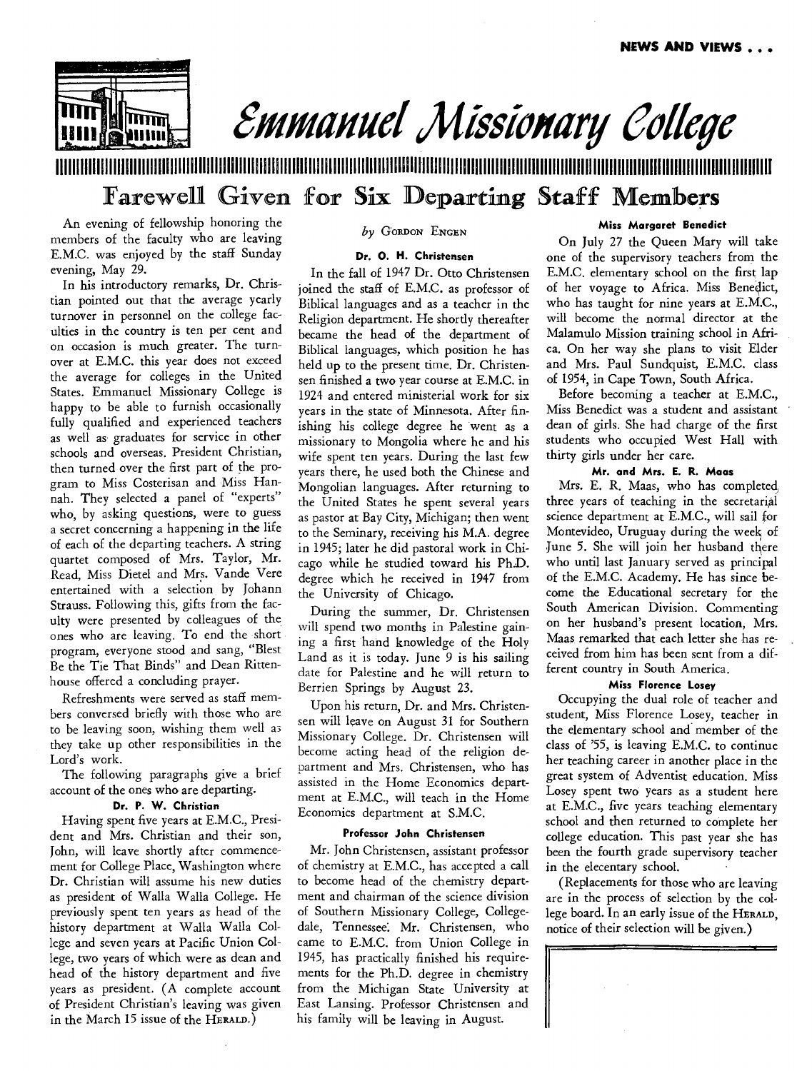NEWS AND VIEWS . . .

# Emmanuel Missionary College

## Farewell Given for Six Departing Staff Members

An evening of fellowship honoring the members of the faculty who are leaving E.M.C. was enjoyed by the staff Sunday evening, May 29.

In his introductory remarks, Dr. Christian pointed out that the average yearly turnover in personnel on the college faculties in the country is ten per cent and on occasion is much greater. The turnover at E.M.C. this year does not exceed the average for colleges in the United States. Emmanuel Missionary College is happy to be able to furnish occasionally fully qualified and experienced teachers as well as graduates for service in other schools and overseas. President Christian, then turned over the first part of the program to Miss Costerisan and Miss Hannah. They selected a panel of "experts" who, by asking questions, were to guess a secret concerning a happening in the life of each of the departing teachers. A string quartet composed of Mrs. Taylor, Mr. Read, Miss Dietel and Mrs. Vande Vere entertained with a selection by Johann Strauss. Following this, gifts from the faculty were presented by colleagues of the ones who are leaving. To end the short program, everyone stood and sang, "Blest Be the Tie That Binds" and Dean Rittenhouse offered a concluding prayer.

Refreshments were served as staff members conversed briefly with those who are to be leaving soon, wishing them well as they take up other responsibilities in the Lord's work.

The following paragraphs give a brief account of the ones who are departing.

#### Dr. P. W. Christian

Having spent five years at E.M.C., President and Mrs. Christian and their son, John, will leave shortly after commencement for College Place, Washington where Dr. Christian will assume his new duties as president of Walla Walla College. He previously spent ten years as head of the history department at Walla Walla College and seven years at Pacific Union College, two years of which were as dean and head of the history department and five years as president. (A complete account of President Christian's leaving was given in the March 15 issue of the HERALD.)

*by* GORDON ENGEN

#### Dr. O. H. Christensen

In the fall of 1947 Dr. Otto Christensen joined the staff of E.M.C. as professor of Biblical languages and as a teacher in the Religion department. He shortly thereafter became the head of the department of Biblical languages, which position he has held up to the present time. Dr. Christensen finished a two year course at E.M.C. in 1924 and entered ministerial work for six years in the state of Minnesota. After finishing his college degree he went as a missionary to Mongolia where he and his wife spent ten years. During the last few years there, he used both the Chinese and Mongolian languages. After returning to the United States he spent several years as pastor at Bay City, Michigan; then went to the Seminary, receiving his M.A. degree in 1945; later he did pastoral work in Chicago while he studied toward his Ph.D. degree which he received in 1947 from the University of Chicago.

During the summer, Dr. Christensen will spend two months in Palestine gaining a first hand knowledge of the Holy Land as it is today. June 9 is his sailing date for Palestine and he will return to Berrien Springs by August 23.

Upon his return, Dr. and Mrs. Christensen will leave on August 31 for Southern Missionary College. Dr. Christensen will become acting head of the religion department and Mrs. Christensen, who has assisted in the Home Economics department at E.M.C., will teach in the Home Economics department at S.M.C.

#### Professor John Christensen

Mr. John Christensen, assistant professor of chemistry at E.M.C., has accepted a call to become head of the chemistry department and chairman of the science division of Southern Missionary College, Collegedale, Tennessee. Mr. Christensen, who came to E.M.C. from Union College in 1945, has practically finished his requirements for the Ph.D. degree in chemistry from the Michigan State University at East Lansing. Professor Christensen and his family will be leaving in August.

#### Miss Margaret Benedict

On July 27 the Queen Mary will take one of the supervisory teachers from the E.M.C. elementary school on the first lap of her voyage to Africa. Miss Benedict, who has taught for nine years at E.M.C., will become the normal director at the Malamulo Mission training school in Africa. On her way she plans to visit Elder and Mrs. Paul Sundquist, E.M.C. class of 1954, in Cape Town, South Africa.

Before becoming a teacher at E.M.C., Miss Benedict was a student and assistant dean of girls. She had charge of the first students who occupied West Hall with thirty girls under her care.

#### Mr. and Mrs. E. R. Maas

Mrs. E. R. Maas, who has completed three years of teaching in the secretarial science department at E.M.C., will sail for Montevideo, Uruguay during the week of June 5. She will join her husband there who until last January served as principal of the E.M.C. Academy. He has since become the Educational secretary for the South American Division. Commenting on her husband's present location, Mrs. Maas remarked that each letter she has received from him has been sent from a different country in South America.

#### Miss Florence Losey

Occupying the dual role of teacher and student, Miss Florence Losey, teacher in the elementary school and member of the class of '55, is leaving E.M.C. to continue her teaching career in another place in the great system of Adventist education. Miss Losey spent two years as a student here at E.M.C., five years teaching elementary school and then returned to complete her college education. This past year she has been the fourth grade supervisory teacher in the elecentary school.

(Replacements for those who are leaving are in the process of selection by the college board. In an early issue of the HERALD, notice of their selection will be given.)